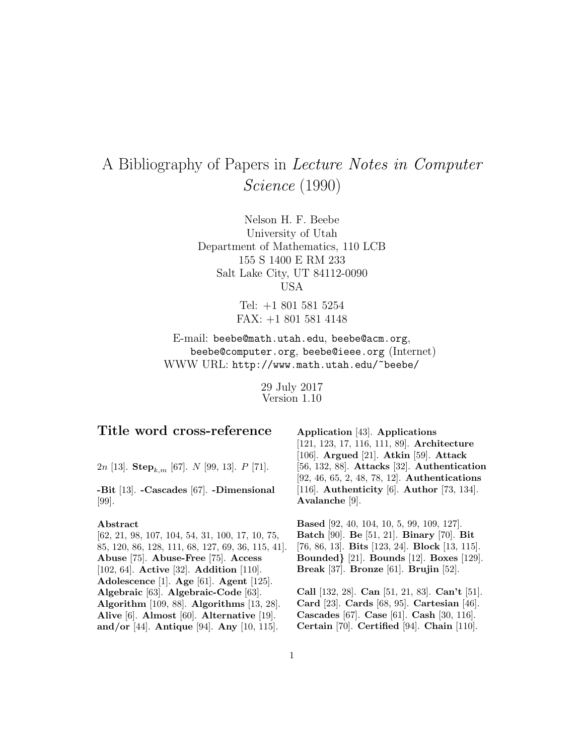# A Bibliography of Papers in *Lecture Notes in Computer Science* (1990)

Nelson H. F. Beebe
University of Utah
Department of Mathematics, 110 LCB
155 S 1400 E RM 233
Salt Lake City, UT 84112-0090
USA

Tel: +1 801 581 5254
FAX: +1 801 581 4148

E-mail: beebe@math.utah.edu, beebe@acm.org, beebe@computer.org, beebe@ieee.org (Internet)
WWW URL: http://www.math.utah.edu/~beebe/

29 July 2017
Version 1.10

## Title word cross-reference

$2n$ [13]. $\mathbf{Step}_{k,m}$ [67]. $N$ [99, 13]. $P$ [71].

**-Bit** [13]. **-Cascades** [67]. **-Dimensional** [99].

**Abstract** [62, 21, 98, 107, 104, 54, 31, 100, 17, 10, 75, 85, 120, 86, 128, 111, 68, 127, 69, 36, 115, 41]. **Abuse** [75]. **Abuse-Free** [75]. **Access** [102, 64]. **Active** [32]. **Addition** [110]. **Adolescence** [1]. **Age** [61]. **Agent** [125]. **Algebraic** [63]. **Algebraic-Code** [63]. **Algorithm** [109, 88]. **Algorithms** [13, 28]. **Alive** [6]. **Almost** [60]. **Alternative** [19]. **and/or** [44]. **Antique** [94]. **Any** [10, 115]. **Application** [43]. **Applications** [121, 123, 17, 116, 111, 89]. **Architecture** [106]. **Argued** [21]. **Atkin** [59]. **Attack** [56, 132, 88]. **Attacks** [32]. **Authentication** [92, 46, 65, 2, 48, 78, 12]. **Authentications** [116]. **Authenticity** [6]. **Author** [73, 134]. **Avalanche** [9].

**Based** [92, 40, 104, 10, 5, 99, 109, 127]. **Batch** [90]. **Be** [51, 21]. **Binary** [70]. **Bit** [76, 86, 13]. **Bits** [123, 24]. **Block** [13, 115]. **Bounded}** [21]. **Bounds** [12]. **Boxes** [129]. **Break** [37]. **Bronze** [61]. **Brujin** [52].

**Call** [132, 28]. **Can** [51, 21, 83]. **Can't** [51]. **Card** [23]. **Cards** [68, 95]. **Cartesian** [46]. **Cascades** [67]. **Case** [61]. **Cash** [30, 116]. **Certain** [70]. **Certified** [94]. **Chain** [110].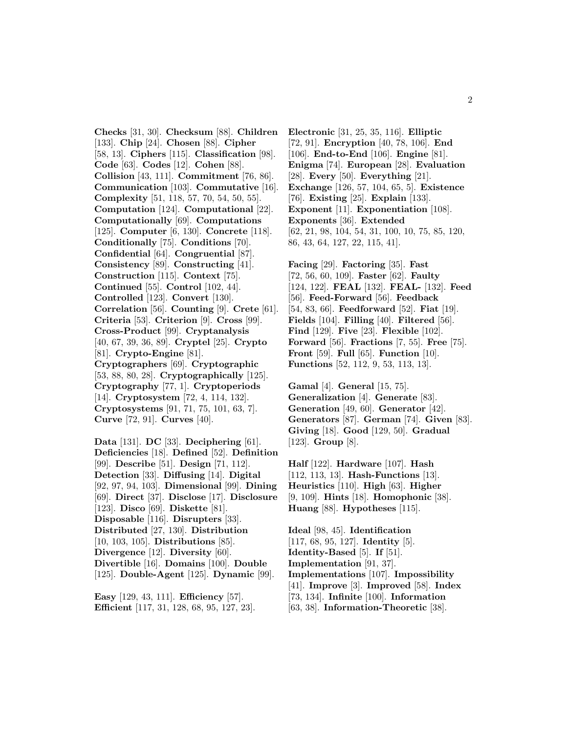**Checks** [31, 30]. **Checksum** [88]. **Children** [133]. **Chip** [24]. **Chosen** [88]. **Cipher** [58, 13]. **Ciphers** [115]. **Classification** [98]. **Code** [63]. **Codes** [12]. **Cohen** [88]. **Collision** [43, 111]. **Commitment** [76, 86]. **Communication** [103]. **Commutative** [16]. **Complexity** [51, 118, 57, 70, 54, 50, 55]. **Computation** [124]. **Computational** [22]. **Computationally** [69]. **Computations** [125]. **Computer** [6, 130]. **Concrete** [118]. **Conditionally** [75]. **Conditions** [70]. **Confidential** [64]. **Congruential** [87]. **Consistency** [89]. **Constructing** [41]. **Construction** [115]. **Context** [75]. **Continued** [55]. **Control** [102, 44]. **Controlled** [123]. **Convert** [130]. **Correlation** [56]. **Counting** [9]. **Crete** [61]. **Criteria** [53]. **Criterion** [9]. **Cross** [99]. **Cross-Product** [99]. **Cryptanalysis** [40, 67, 39, 36, 89]. **Cryptel** [25]. **Crypto** [81]. **Crypto-Engine** [81]. **Cryptographers** [69]. **Cryptographic** [53, 88, 80, 28]. **Cryptographically** [125]. **Cryptography** [77, 1]. **Cryptoperiods** [14]. **Cryptosystem** [72, 4, 114, 132]. **Cryptosystems** [91, 71, 75, 101, 63, 7]. **Curve** [72, 91]. **Curves** [40].

**Data** [131]. **DC** [33]. **Deciphering** [61]. **Deficiencies** [18]. **Defined** [52]. **Definition** [99]. **Describe** [51]. **Design** [71, 112]. **Detection** [33]. **Diffusing** [14]. **Digital** [92, 97, 94, 103]. **Dimensional** [99]. **Dining** [69]. **Direct** [37]. **Disclose** [17]. **Disclosure** [123]. **Disco** [69]. **Diskette** [81]. **Disposable** [116]. **Disrupters** [33]. **Distributed** [27, 130]. **Distribution** [10, 103, 105]. **Distributions** [85]. **Divergence** [12]. **Diversity** [60]. **Divertible** [16]. **Domains** [100]. **Double** [125]. **Double-Agent** [125]. **Dynamic** [99].

**Easy** [129, 43, 111]. **Efficiency** [57]. **Efficient** [117, 31, 128, 68, 95, 127, 23]. **Electronic** [31, 25, 35, 116]. **Elliptic** [72, 91]. **Encryption** [40, 78, 106]. **End** [106]. **End-to-End** [106]. **Engine** [81]. **Enigma** [74]. **European** [28]. **Evaluation** [28]. **Every** [50]. **Everything** [21]. **Exchange** [126, 57, 104, 65, 5]. **Existence** [76]. **Existing** [25]. **Explain** [133]. **Exponent** [11]. **Exponentiation** [108]. **Exponents** [36]. **Extended** [62, 21, 98, 104, 54, 31, 100, 10, 75, 85, 120, 86, 43, 64, 127, 22, 115, 41].

**Facing** [29]. **Factoring** [35]. **Fast** [72, 56, 60, 109]. **Faster** [62]. **Faulty** [124, 122]. **FEAL** [132]. **FEAL-** [132]. **Feed** [56]. **Feed-Forward** [56]. **Feedback** [54, 83, 66]. **Feedforward** [52]. **Fiat** [19]. **Fields** [104]. **Filling** [40]. **Filtered** [56]. **Find** [129]. **Five** [23]. **Flexible** [102]. **Forward** [56]. **Fractions** [7, 55]. **Free** [75]. **Front** [59]. **Full** [65]. **Function** [10]. **Functions** [52, 112, 9, 53, 113, 13].

**Gamal** [4]. **General** [15, 75]. **Generalization** [4]. **Generate** [83]. **Generation** [49, 60]. **Generator** [42]. **Generators** [87]. **German** [74]. **Given** [83]. **Giving** [18]. **Good** [129, 50]. **Gradual** [123]. **Group** [8].

**Half** [122]. **Hardware** [107]. **Hash** [112, 113, 13]. **Hash-Functions** [13]. **Heuristics** [110]. **High** [63]. **Higher** [9, 109]. **Hints** [18]. **Homophonic** [38]. **Huang** [88]. **Hypotheses** [115].

**Ideal** [98, 45]. **Identification** [117, 68, 95, 127]. **Identity** [5]. **Identity-Based** [5]. **If** [51]. **Implementation** [91, 37]. **Implementations** [107]. **Impossibility** [41]. **Improve** [3]. **Improved** [58]. **Index** [73, 134]. **Infinite** [100]. **Information** [63, 38]. **Information-Theoretic** [38].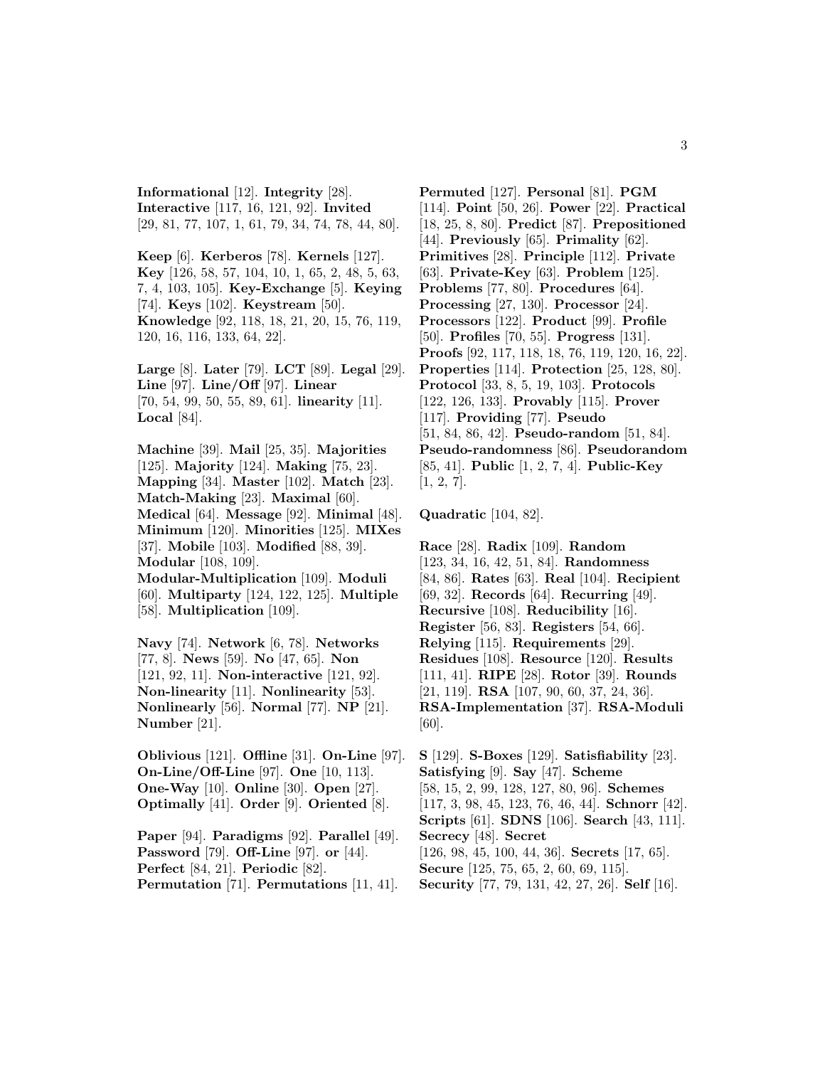**Informational** [12]. **Integrity** [28]. **Interactive** [117, 16, 121, 92]. **Invited** [29, 81, 77, 107, 1, 61, 79, 34, 74, 78, 44, 80].

**Keep** [6]. **Kerberos** [78]. **Kernels** [127]. **Key** [126, 58, 57, 104, 10, 1, 65, 2, 48, 5, 63, 7, 4, 103, 105]. **Key-Exchange** [5]. **Keying** [74]. **Keys** [102]. **Keystream** [50]. **Knowledge** [92, 118, 18, 21, 20, 15, 76, 119, 120, 16, 116, 133, 64, 22].

**Large** [8]. **Later** [79]. **LCT** [89]. **Legal** [29]. **Line** [97]. **Line/Off** [97]. **Linear** [70, 54, 99, 50, 55, 89, 61]. **linearity** [11]. **Local** [84].

**Machine** [39]. **Mail** [25, 35]. **Majorities** [125]. **Majority** [124]. **Making** [75, 23]. **Mapping** [34]. **Master** [102]. **Match** [23]. **Match-Making** [23]. **Maximal** [60]. **Medical** [64]. **Message** [92]. **Minimal** [48]. **Minimum** [120]. **Minorities** [125]. **MIXes** [37]. **Mobile** [103]. **Modified** [88, 39]. **Modular** [108, 109]. **Modular-Multiplication** [109]. **Moduli** [60]. **Multiparty** [124, 122, 125]. **Multiple** [58]. **Multiplication** [109].

**Navy** [74]. **Network** [6, 78]. **Networks** [77, 8]. **News** [59]. **No** [47, 65]. **Non** [121, 92, 11]. **Non-interactive** [121, 92]. **Non-linearity** [11]. **Nonlinearity** [53]. **Nonlinearly** [56]. **Normal** [77]. **NP** [21]. **Number** [21].

**Oblivious** [121]. **Offline** [31]. **On-Line** [97]. **On-Line/Off-Line** [97]. **One** [10, 113]. **One-Way** [10]. **Online** [30]. **Open** [27]. **Optimally** [41]. **Order** [9]. **Oriented** [8].

**Paper** [94]. **Paradigms** [92]. **Parallel** [49]. **Password** [79]. **Off-Line** [97]. **or** [44]. **Perfect** [84, 21]. **Periodic** [82]. **Permutation** [71]. **Permutations** [11, 41].

**Permuted** [127]. **Personal** [81]. **PGM** [114]. **Point** [50, 26]. **Power** [22]. **Practical** [18, 25, 8, 80]. **Predict** [87]. **Prepositioned** [44]. **Previously** [65]. **Primality** [62]. **Primitives** [28]. **Principle** [112]. **Private** [63]. **Private-Key** [63]. **Problem** [125]. **Problems** [77, 80]. **Procedures** [64]. **Processing** [27, 130]. **Processor** [24]. **Processors** [122]. **Product** [99]. **Profile** [50]. **Profiles** [70, 55]. **Progress** [131]. **Proofs** [92, 117, 118, 18, 76, 119, 120, 16, 22]. **Properties** [114]. **Protection** [25, 128, 80]. **Protocol** [33, 8, 5, 19, 103]. **Protocols** [122, 126, 133]. **Provably** [115]. **Prover** [117]. **Providing** [77]. **Pseudo** [51, 84, 86, 42]. **Pseudo-random** [51, 84]. **Pseudo-randomness** [86]. **Pseudorandom** [85, 41]. **Public** [1, 2, 7, 4]. **Public-Key** [1, 2, 7].

**Quadratic** [104, 82].

**Race** [28]. **Radix** [109]. **Random** [123, 34, 16, 42, 51, 84]. **Randomness** [84, 86]. **Rates** [63]. **Real** [104]. **Recipient** [69, 32]. **Records** [64]. **Recurring** [49]. **Recursive** [108]. **Reducibility** [16]. **Register** [56, 83]. **Registers** [54, 66]. **Relying** [115]. **Requirements** [29]. **Residues** [108]. **Resource** [120]. **Results** [111, 41]. **RIPE** [28]. **Rotor** [39]. **Rounds** [21, 119]. **RSA** [107, 90, 60, 37, 24, 36]. **RSA-Implementation** [37]. **RSA-Moduli** [60].

**S** [129]. **S-Boxes** [129]. **Satisfiability** [23]. **Satisfying** [9]. **Say** [47]. **Scheme** [58, 15, 2, 99, 128, 127, 80, 96]. **Schemes** [117, 3, 98, 45, 123, 76, 46, 44]. **Schnorr** [42]. **Scripts** [61]. **SDNS** [106]. **Search** [43, 111]. **Secrecy** [48]. **Secret** [126, 98, 45, 100, 44, 36]. **Secrets** [17, 65]. **Secure** [125, 75, 65, 2, 60, 69, 115]. **Security** [77, 79, 131, 42, 27, 26]. **Self** [16].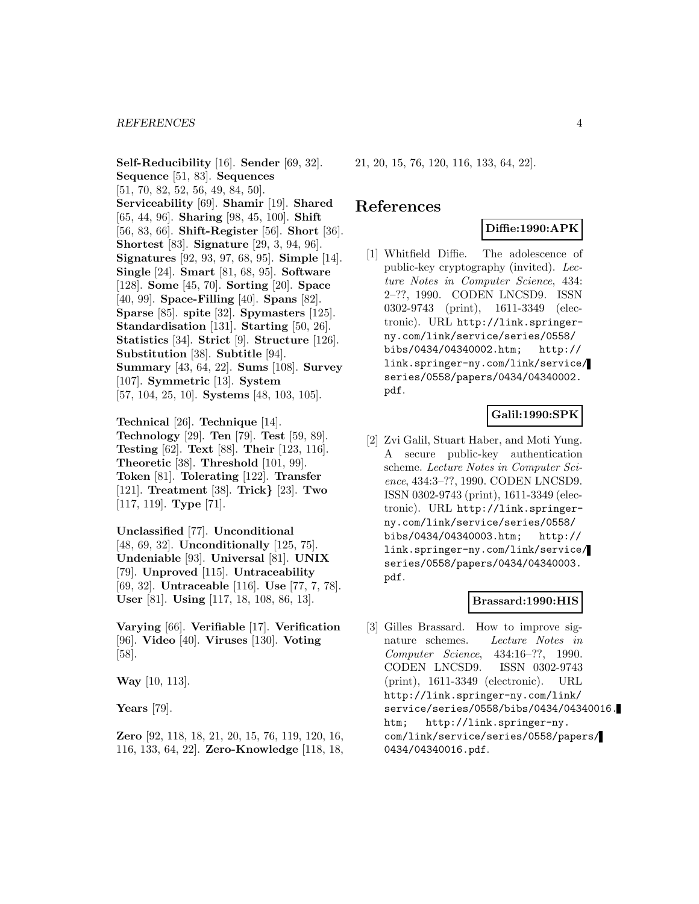**Self-Reducibility** [16]. **Sender** [69, 32]. **Sequence** [51, 83]. **Sequences** [51, 70, 82, 52, 56, 49, 84, 50]. **Serviceability** [69]. **Shamir** [19]. **Shared** [65, 44, 96]. **Sharing** [98, 45, 100]. **Shift** [56, 83, 66]. **Shift-Register** [56]. **Short** [36]. **Shortest** [83]. **Signature** [29, 3, 94, 96]. **Signatures** [92, 93, 97, 68, 95]. **Simple** [14]. **Single** [24]. **Smart** [81, 68, 95]. **Software** [128]. **Some** [45, 70]. **Sorting** [20]. **Space** [40, 99]. **Space-Filling** [40]. **Spans** [82]. **Sparse** [85]. **spite** [32]. **Spymasters** [125]. **Standardisation** [131]. **Starting** [50, 26]. **Statistics** [34]. **Strict** [9]. **Structure** [126]. **Substitution** [38]. **Subtitle** [94]. **Summary** [43, 64, 22]. **Sums** [108]. **Survey** [107]. **Symmetric** [13]. **System** [57, 104, 25, 10]. **Systems** [48, 103, 105].

**Technical** [26]. **Technique** [14]. **Technology** [29]. **Ten** [79]. **Test** [59, 89]. **Testing** [62]. **Text** [88]. **Their** [123, 116]. **Theoretic** [38]. **Threshold** [101, 99]. **Token** [81]. **Tolerating** [122]. **Transfer** [121]. **Treatment** [38]. **Trick}** [23]. **Two** [117, 119]. **Type** [71].

**Unclassified** [77]. **Unconditional** [48, 69, 32]. **Unconditionally** [125, 75]. **Undeniable** [93]. **Universal** [81]. **UNIX** [79]. **Unproved** [115]. **Untraceability** [69, 32]. **Untraceable** [116]. **Use** [77, 7, 78]. **User** [81]. **Using** [117, 18, 108, 86, 13].

**Varying** [66]. **Verifiable** [17]. **Verification** [96]. **Video** [40]. **Viruses** [130]. **Voting** [58].

**Way** [10, 113].

**Years** [79].

**Zero** [92, 118, 18, 21, 20, 15, 76, 119, 120, 16, 116, 133, 64, 22]. **Zero-Knowledge** [118, 18, 21, 20, 15, 76, 120, 116, 133, 64, 22].

# References

**Diffie:1990:APK**

[1] Whitfield Diffie. The adolescence of public-key cryptography (invited). *Lecture Notes in Computer Science*, 434: 2–??, 1990. CODEN LNCSD9. ISSN 0302-9743 (print), 1611-3349 (electronic). URL http://link.springer-ny.com/link/service/series/0558/bibs/0434/04340002.htm; http://link.springer-ny.com/link/service/series/0558/papers/0434/04340002.pdf.

**Galil:1990:SPK**

[2] Zvi Galil, Stuart Haber, and Moti Yung. A secure public-key authentication scheme. *Lecture Notes in Computer Science*, 434:3–??, 1990. CODEN LNCSD9. ISSN 0302-9743 (print), 1611-3349 (electronic). URL http://link.springer-ny.com/link/service/series/0558/bibs/0434/04340003.htm; http://link.springer-ny.com/link/service/series/0558/papers/0434/04340003.pdf.

**Brassard:1990:HIS**

[3] Gilles Brassard. How to improve signature schemes. *Lecture Notes in Computer Science*, 434:16–??, 1990. CODEN LNCSD9. ISSN 0302-9743 (print), 1611-3349 (electronic). URL http://link.springer-ny.com/link/service/series/0558/bibs/0434/04340016.htm; http://link.springer-ny.com/link/service/series/0558/papers/0434/04340016.pdf.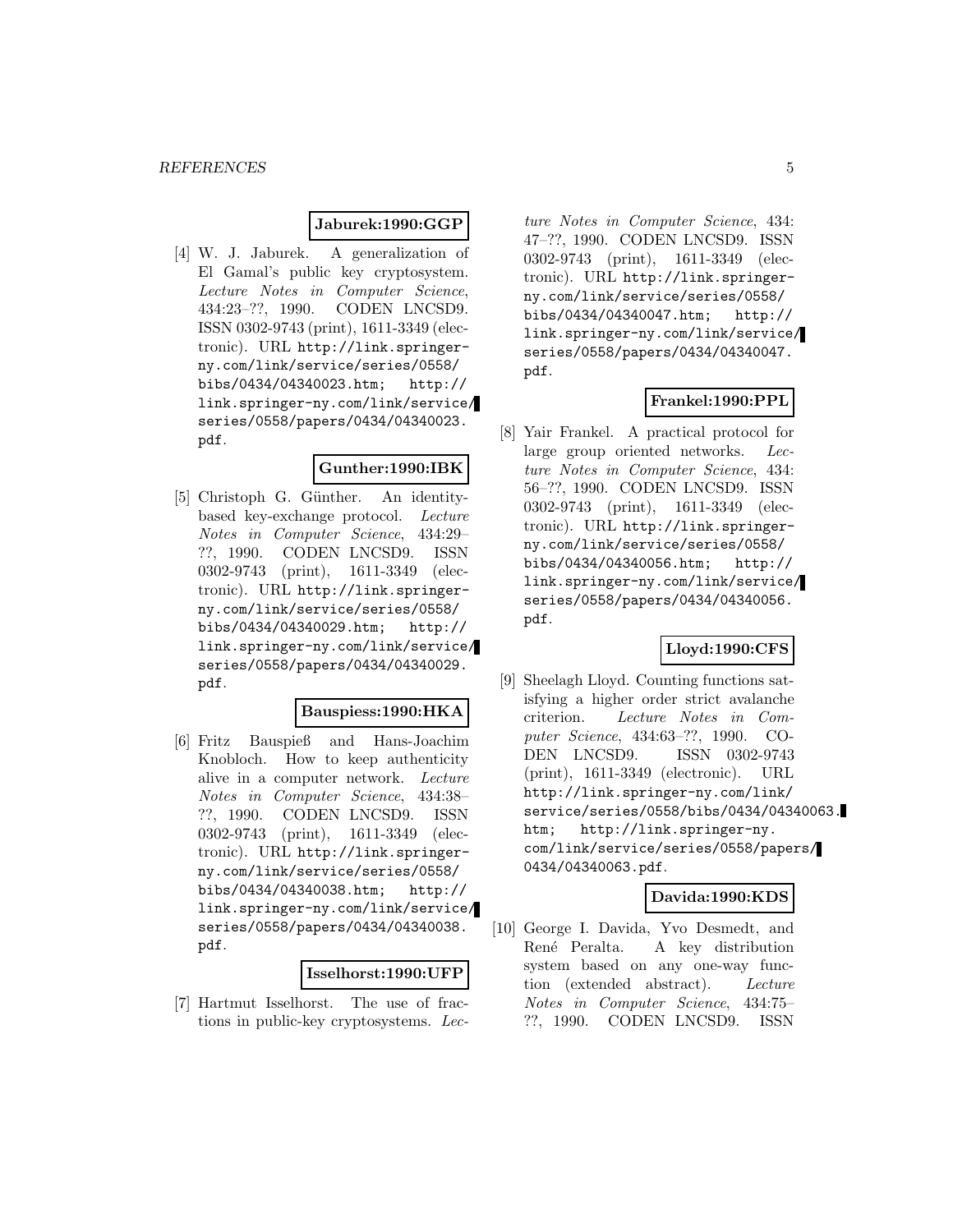**Jaburek:1990:GGP**

[4] W. J. Jaburek. A generalization of El Gamal's public key cryptosystem. *Lecture Notes in Computer Science*, 434:23–??, 1990. CODEN LNCSD9. ISSN 0302-9743 (print), 1611-3349 (electronic). URL `http://link.springer-ny.com/link/service/series/0558/bibs/0434/04340023.htm`; `http://link.springer-ny.com/link/service/series/0558/papers/0434/04340023.pdf`.

**Gunther:1990:IBK**

[5] Christoph G. Günther. An identity-based key-exchange protocol. *Lecture Notes in Computer Science*, 434:29–??, 1990. CODEN LNCSD9. ISSN 0302-9743 (print), 1611-3349 (electronic). URL `http://link.springer-ny.com/link/service/series/0558/bibs/0434/04340029.htm`; `http://link.springer-ny.com/link/service/series/0558/papers/0434/04340029.pdf`.

**Bauspiess:1990:HKA**

[6] Fritz Bauspieß and Hans-Joachim Knobloch. How to keep authenticity alive in a computer network. *Lecture Notes in Computer Science*, 434:38–??, 1990. CODEN LNCSD9. ISSN 0302-9743 (print), 1611-3349 (electronic). URL `http://link.springer-ny.com/link/service/series/0558/bibs/0434/04340038.htm`; `http://link.springer-ny.com/link/service/series/0558/papers/0434/04340038.pdf`.

**Isselhorst:1990:UFP**

[7] Hartmut Isselhorst. The use of fractions in public-key cryptosystems. *Lecture Notes in Computer Science*, 434:47–??, 1990. CODEN LNCSD9. ISSN 0302-9743 (print), 1611-3349 (electronic). URL `http://link.springer-ny.com/link/service/series/0558/bibs/0434/04340047.htm`; `http://link.springer-ny.com/link/service/series/0558/papers/0434/04340047.pdf`.

**Frankel:1990:PPL**

[8] Yair Frankel. A practical protocol for large group oriented networks. *Lecture Notes in Computer Science*, 434:56–??, 1990. CODEN LNCSD9. ISSN 0302-9743 (print), 1611-3349 (electronic). URL `http://link.springer-ny.com/link/service/series/0558/bibs/0434/04340056.htm`; `http://link.springer-ny.com/link/service/series/0558/papers/0434/04340056.pdf`.

**Lloyd:1990:CFS**

[9] Sheelagh Lloyd. Counting functions satisfying a higher order strict avalanche criterion. *Lecture Notes in Computer Science*, 434:63–??, 1990. CODEN LNCSD9. ISSN 0302-9743 (print), 1611-3349 (electronic). URL `http://link.springer-ny.com/link/service/series/0558/bibs/0434/04340063.htm`; `http://link.springer-ny.com/link/service/series/0558/papers/0434/04340063.pdf`.

**Davida:1990:KDS**

[10] George I. Davida, Yvo Desmedt, and René Peralta. A key distribution system based on any one-way function (extended abstract). *Lecture Notes in Computer Science*, 434:75–??, 1990. CODEN LNCSD9. ISSN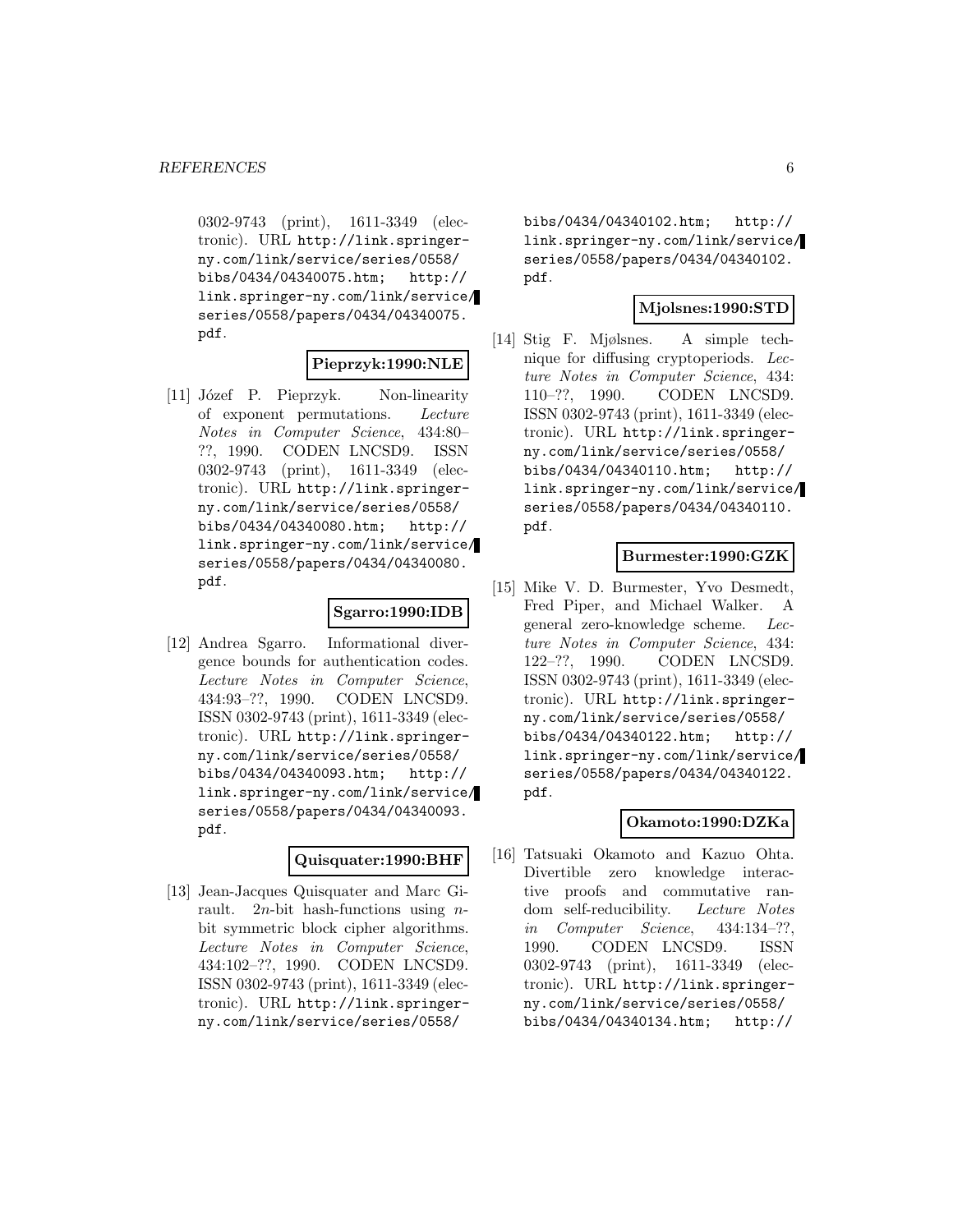0302-9743 (print), 1611-3349 (electronic). URL http://link.springer-ny.com/link/service/series/0558/bibs/0434/04340075.htm; http://link.springer-ny.com/link/service/series/0558/papers/0434/04340075.pdf.

**Pieprzyk:1990:NLE**

[11] Józef P. Pieprzyk. Non-linearity of exponent permutations. *Lecture Notes in Computer Science*, 434:80–??, 1990. CODEN LNCSD9. ISSN 0302-9743 (print), 1611-3349 (electronic). URL http://link.springer-ny.com/link/service/series/0558/bibs/0434/04340080.htm; http://link.springer-ny.com/link/service/series/0558/papers/0434/04340080.pdf.

**Sgarro:1990:IDB**

[12] Andrea Sgarro. Informational divergence bounds for authentication codes. *Lecture Notes in Computer Science*, 434:93–??, 1990. CODEN LNCSD9. ISSN 0302-9743 (print), 1611-3349 (electronic). URL http://link.springer-ny.com/link/service/series/0558/bibs/0434/04340093.htm; http://link.springer-ny.com/link/service/series/0558/papers/0434/04340093.pdf.

**Quisquater:1990:BHF**

[13] Jean-Jacques Quisquater and Marc Girault. $2n$-bit hash-functions using $n$-bit symmetric block cipher algorithms. *Lecture Notes in Computer Science*, 434:102–??, 1990. CODEN LNCSD9. ISSN 0302-9743 (print), 1611-3349 (electronic). URL http://link.springer-ny.com/link/service/series/0558/bibs/0434/04340102.htm; http://link.springer-ny.com/link/service/series/0558/papers/0434/04340102.pdf.

**Mjolsnes:1990:STD**

[14] Stig F. Mjølsnes. A simple technique for diffusing cryptoperiods. *Lecture Notes in Computer Science*, 434:110–??, 1990. CODEN LNCSD9. ISSN 0302-9743 (print), 1611-3349 (electronic). URL http://link.springer-ny.com/link/service/series/0558/bibs/0434/04340110.htm; http://link.springer-ny.com/link/service/series/0558/papers/0434/04340110.pdf.

**Burmester:1990:GZK**

[15] Mike V. D. Burmester, Yvo Desmedt, Fred Piper, and Michael Walker. A general zero-knowledge scheme. *Lecture Notes in Computer Science*, 434:122–??, 1990. CODEN LNCSD9. ISSN 0302-9743 (print), 1611-3349 (electronic). URL http://link.springer-ny.com/link/service/series/0558/bibs/0434/04340122.htm; http://link.springer-ny.com/link/service/series/0558/papers/0434/04340122.pdf.

**Okamoto:1990:DZKa**

[16] Tatsuaki Okamoto and Kazuo Ohta. Divertible zero knowledge interactive proofs and commutative random self-reducibility. *Lecture Notes in Computer Science*, 434:134–??, 1990. CODEN LNCSD9. ISSN 0302-9743 (print), 1611-3349 (electronic). URL http://link.springer-ny.com/link/service/series/0558/bibs/0434/04340134.htm; http://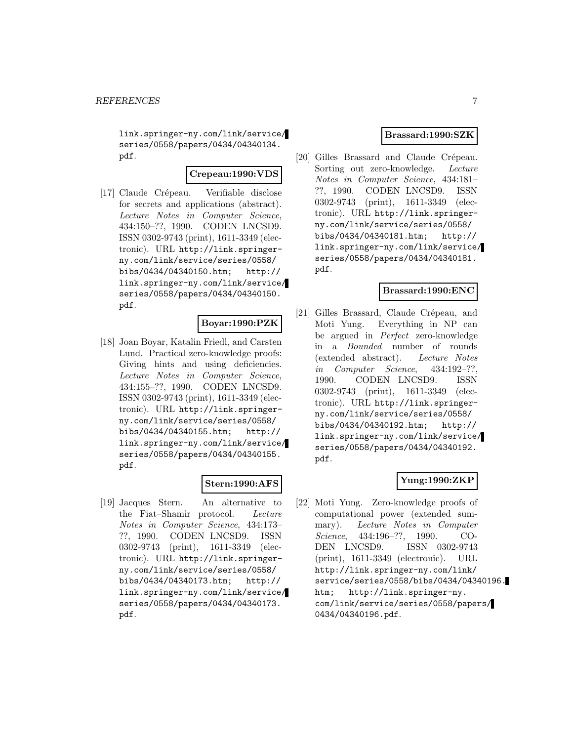link.springer-ny.com/link/service/series/0558/papers/0434/04340134.pdf.

**Crepeau:1990:VDS**

[17] Claude Crépeau. Verifiable disclose for secrets and applications (abstract). *Lecture Notes in Computer Science*, 434:150–??, 1990. CODEN LNCSD9. ISSN 0302-9743 (print), 1611-3349 (electronic). URL http://link.springer-ny.com/link/service/series/0558/bibs/0434/04340150.htm; http://link.springer-ny.com/link/service/series/0558/papers/0434/04340150.pdf.

**Boyar:1990:PZK**

[18] Joan Boyar, Katalin Friedl, and Carsten Lund. Practical zero-knowledge proofs: Giving hints and using deficiencies. *Lecture Notes in Computer Science*, 434:155–??, 1990. CODEN LNCSD9. ISSN 0302-9743 (print), 1611-3349 (electronic). URL http://link.springer-ny.com/link/service/series/0558/bibs/0434/04340155.htm; http://link.springer-ny.com/link/service/series/0558/papers/0434/04340155.pdf.

**Stern:1990:AFS**

[19] Jacques Stern. An alternative to the Fiat–Shamir protocol. *Lecture Notes in Computer Science*, 434:173–??, 1990. CODEN LNCSD9. ISSN 0302-9743 (print), 1611-3349 (electronic). URL http://link.springer-ny.com/link/service/series/0558/bibs/0434/04340173.htm; http://link.springer-ny.com/link/service/series/0558/papers/0434/04340173.pdf.

**Brassard:1990:SZK**

[20] Gilles Brassard and Claude Crépeau. Sorting out zero-knowledge. *Lecture Notes in Computer Science*, 434:181–??, 1990. CODEN LNCSD9. ISSN 0302-9743 (print), 1611-3349 (electronic). URL http://link.springer-ny.com/link/service/series/0558/bibs/0434/04340181.htm; http://link.springer-ny.com/link/service/series/0558/papers/0434/04340181.pdf.

**Brassard:1990:ENC**

[21] Gilles Brassard, Claude Crépeau, and Moti Yung. Everything in NP can be argued in *Perfect* zero-knowledge in a *Bounded* number of rounds (extended abstract). *Lecture Notes in Computer Science*, 434:192–??, 1990. CODEN LNCSD9. ISSN 0302-9743 (print), 1611-3349 (electronic). URL http://link.springer-ny.com/link/service/series/0558/bibs/0434/04340192.htm; http://link.springer-ny.com/link/service/series/0558/papers/0434/04340192.pdf.

**Yung:1990:ZKP**

[22] Moti Yung. Zero-knowledge proofs of computational power (extended summary). *Lecture Notes in Computer Science*, 434:196–??, 1990. CODEN LNCSD9. ISSN 0302-9743 (print), 1611-3349 (electronic). URL http://link.springer-ny.com/link/service/series/0558/bibs/0434/04340196.htm; http://link.springer-ny.com/link/service/series/0558/papers/0434/04340196.pdf.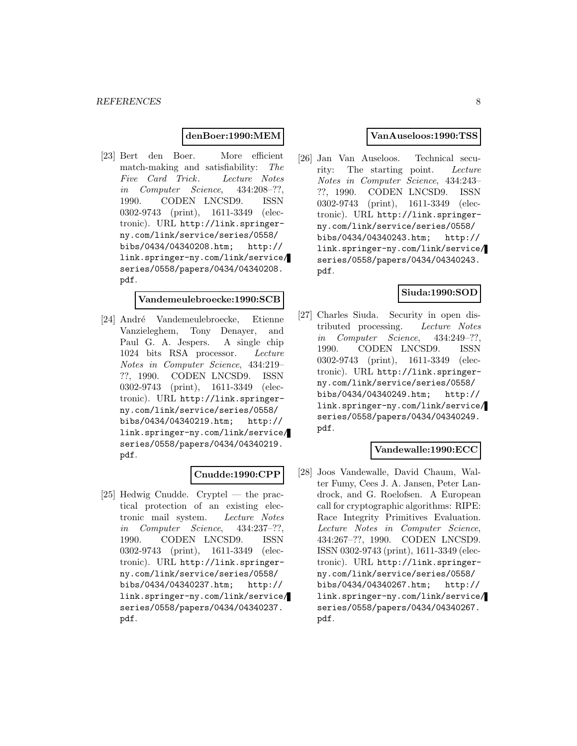**denBoer:1990:MEM**

[23] Bert den Boer. More efficient match-making and satisfiability: *The Five Card Trick*. *Lecture Notes in Computer Science*, 434:208–??, 1990. CODEN LNCSD9. ISSN 0302-9743 (print), 1611-3349 (electronic). URL `http://link.springer-ny.com/link/service/series/0558/bibs/0434/04340208.htm; http://link.springer-ny.com/link/service/series/0558/papers/0434/04340208.pdf`.

**Vandemeulebroecke:1990:SCB**

[24] André Vandemeulebroecke, Etienne Vanzieleghem, Tony Denayer, and Paul G. A. Jespers. A single chip 1024 bits RSA processor. *Lecture Notes in Computer Science*, 434:219–??, 1990. CODEN LNCSD9. ISSN 0302-9743 (print), 1611-3349 (electronic). URL `http://link.springer-ny.com/link/service/series/0558/bibs/0434/04340219.htm; http://link.springer-ny.com/link/service/series/0558/papers/0434/04340219.pdf`.

**Cnudde:1990:CPP**

[25] Hedwig Cnudde. Cryptel — the practical protection of an existing electronic mail system. *Lecture Notes in Computer Science*, 434:237–??, 1990. CODEN LNCSD9. ISSN 0302-9743 (print), 1611-3349 (electronic). URL `http://link.springer-ny.com/link/service/series/0558/bibs/0434/04340237.htm; http://link.springer-ny.com/link/service/series/0558/papers/0434/04340237.pdf`.

**VanAuseloos:1990:TSS**

[26] Jan Van Auseloos. Technical security: The starting point. *Lecture Notes in Computer Science*, 434:243–??, 1990. CODEN LNCSD9. ISSN 0302-9743 (print), 1611-3349 (electronic). URL `http://link.springer-ny.com/link/service/series/0558/bibs/0434/04340243.htm; http://link.springer-ny.com/link/service/series/0558/papers/0434/04340243.pdf`.

**Siuda:1990:SOD**

[27] Charles Siuda. Security in open distributed processing. *Lecture Notes in Computer Science*, 434:249–??, 1990. CODEN LNCSD9. ISSN 0302-9743 (print), 1611-3349 (electronic). URL `http://link.springer-ny.com/link/service/series/0558/bibs/0434/04340249.htm; http://link.springer-ny.com/link/service/series/0558/papers/0434/04340249.pdf`.

**Vandewalle:1990:ECC**

[28] Joos Vandewalle, David Chaum, Walter Fumy, Cees J. A. Jansen, Peter Landrock, and G. Roelofsen. A European call for cryptographic algorithms: RIPE: Race Integrity Primitives Evaluation. *Lecture Notes in Computer Science*, 434:267–??, 1990. CODEN LNCSD9. ISSN 0302-9743 (print), 1611-3349 (electronic). URL `http://link.springer-ny.com/link/service/series/0558/bibs/0434/04340267.htm; http://link.springer-ny.com/link/service/series/0558/papers/0434/04340267.pdf`.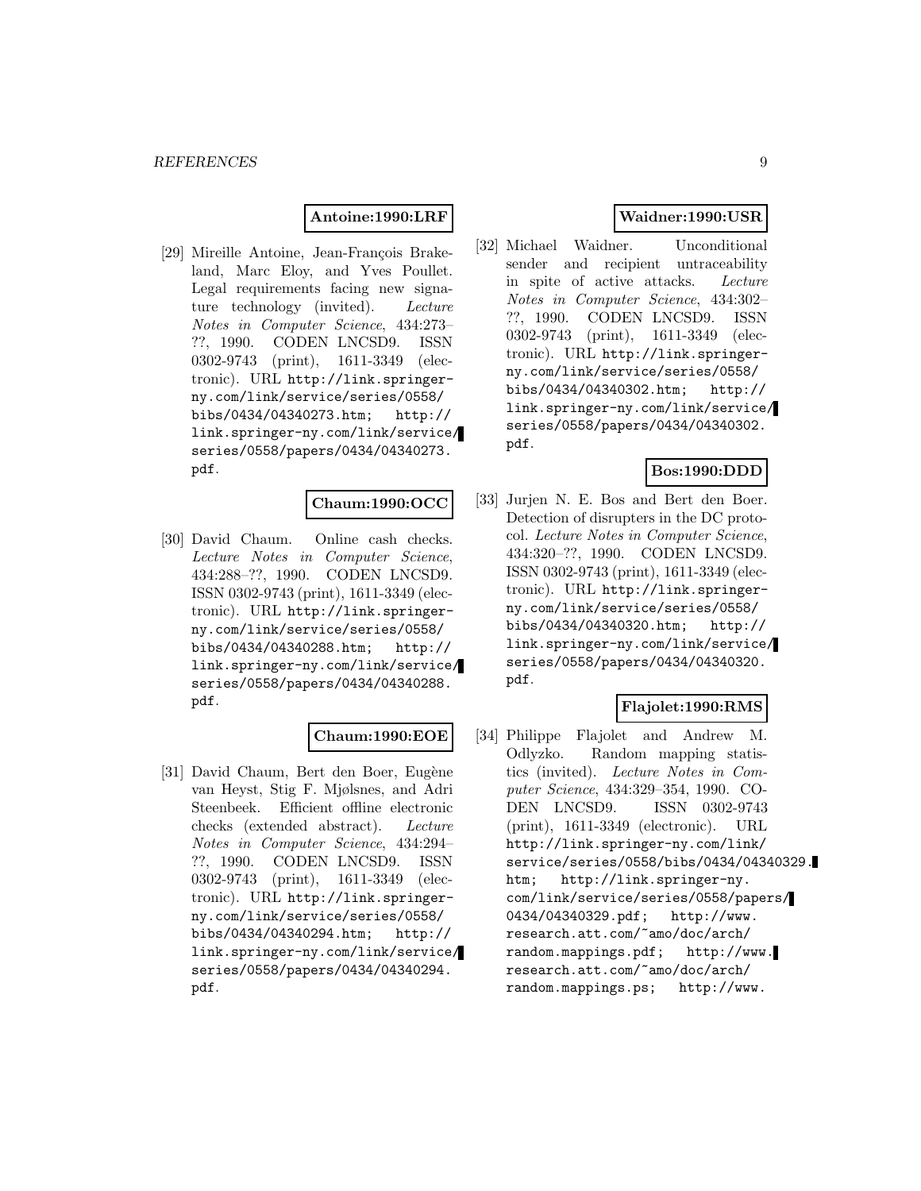**Antoine:1990:LRF**

[29] Mireille Antoine, Jean-François Brakeland, Marc Eloy, and Yves Poullet. Legal requirements facing new signature technology (invited). *Lecture Notes in Computer Science*, 434:273–??, 1990. CODEN LNCSD9. ISSN 0302-9743 (print), 1611-3349 (electronic). URL `http://link.springer-ny.com/link/service/series/0558/bibs/0434/04340273.htm`; `http://link.springer-ny.com/link/service/series/0558/papers/0434/04340273.pdf`.

**Chaum:1990:OCC**

[30] David Chaum. Online cash checks. *Lecture Notes in Computer Science*, 434:288–??, 1990. CODEN LNCSD9. ISSN 0302-9743 (print), 1611-3349 (electronic). URL `http://link.springer-ny.com/link/service/series/0558/bibs/0434/04340288.htm`; `http://link.springer-ny.com/link/service/series/0558/papers/0434/04340288.pdf`.

**Chaum:1990:EOE**

[31] David Chaum, Bert den Boer, Eugène van Heyst, Stig F. Mjølsnes, and Adri Steenbeek. Efficient offline electronic checks (extended abstract). *Lecture Notes in Computer Science*, 434:294–??, 1990. CODEN LNCSD9. ISSN 0302-9743 (print), 1611-3349 (electronic). URL `http://link.springer-ny.com/link/service/series/0558/bibs/0434/04340294.htm`; `http://link.springer-ny.com/link/service/series/0558/papers/0434/04340294.pdf`.

**Waidner:1990:USR**

[32] Michael Waidner. Unconditional sender and recipient untraceability in spite of active attacks. *Lecture Notes in Computer Science*, 434:302–??, 1990. CODEN LNCSD9. ISSN 0302-9743 (print), 1611-3349 (electronic). URL `http://link.springer-ny.com/link/service/series/0558/bibs/0434/04340302.htm`; `http://link.springer-ny.com/link/service/series/0558/papers/0434/04340302.pdf`.

**Bos:1990:DDD**

[33] Jurjen N. E. Bos and Bert den Boer. Detection of disrupters in the DC protocol. *Lecture Notes in Computer Science*, 434:320–??, 1990. CODEN LNCSD9. ISSN 0302-9743 (print), 1611-3349 (electronic). URL `http://link.springer-ny.com/link/service/series/0558/bibs/0434/04340320.htm`; `http://link.springer-ny.com/link/service/series/0558/papers/0434/04340320.pdf`.

**Flajolet:1990:RMS**

[34] Philippe Flajolet and Andrew M. Odlyzko. Random mapping statistics (invited). *Lecture Notes in Computer Science*, 434:329–354, 1990. CODEN LNCSD9. ISSN 0302-9743 (print), 1611-3349 (electronic). URL `http://link.springer-ny.com/link/service/series/0558/bibs/0434/04340329.htm`; `http://link.springer-ny.com/link/service/series/0558/papers/0434/04340329.pdf`; `http://www.research.att.com/~amo/doc/arch/random.mappings.pdf`; `http://www.research.att.com/~amo/doc/arch/random.mappings.ps`; `http://www.`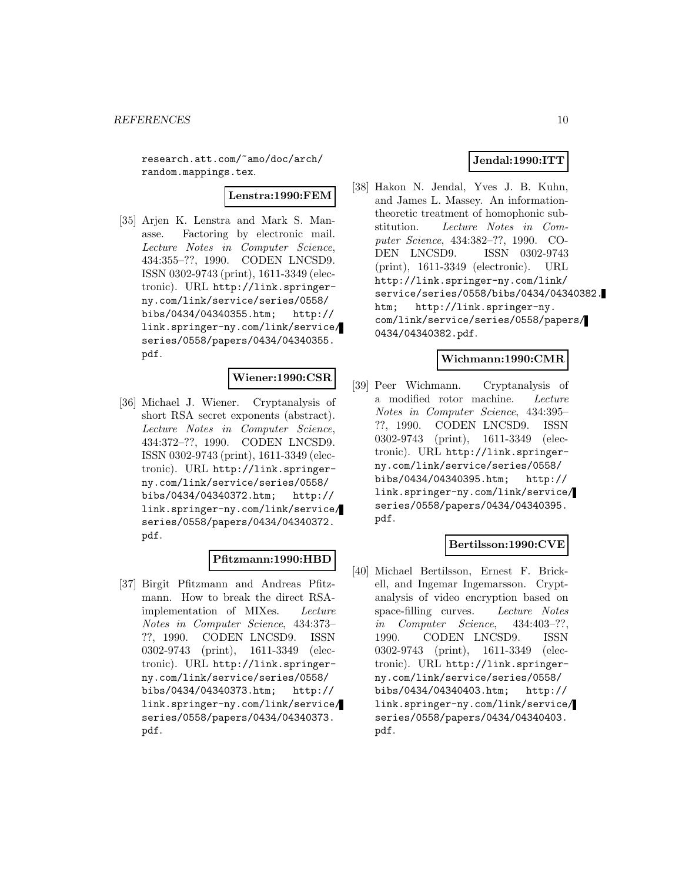research.att.com/~amo/doc/arch/random.mappings.tex.

**Lenstra:1990:FEM**

[35] Arjen K. Lenstra and Mark S. Manasse. Factoring by electronic mail. *Lecture Notes in Computer Science*, 434:355–??, 1990. CODEN LNCSD9. ISSN 0302-9743 (print), 1611-3349 (electronic). URL http://link.springer-ny.com/link/service/series/0558/bibs/0434/04340355.htm; http://link.springer-ny.com/link/service/series/0558/papers/0434/04340355.pdf.

**Wiener:1990:CSR**

[36] Michael J. Wiener. Cryptanalysis of short RSA secret exponents (abstract). *Lecture Notes in Computer Science*, 434:372–??, 1990. CODEN LNCSD9. ISSN 0302-9743 (print), 1611-3349 (electronic). URL http://link.springer-ny.com/link/service/series/0558/bibs/0434/04340372.htm; http://link.springer-ny.com/link/service/series/0558/papers/0434/04340372.pdf.

**Pfitzmann:1990:HBD**

[37] Birgit Pfitzmann and Andreas Pfitzmann. How to break the direct RSA-implementation of MIXes. *Lecture Notes in Computer Science*, 434:373–??, 1990. CODEN LNCSD9. ISSN 0302-9743 (print), 1611-3349 (electronic). URL http://link.springer-ny.com/link/service/series/0558/bibs/0434/04340373.htm; http://link.springer-ny.com/link/service/series/0558/papers/0434/04340373.pdf.

**Jendal:1990:ITT**

[38] Hakon N. Jendal, Yves J. B. Kuhn, and James L. Massey. An information-theoretic treatment of homophonic substitution. *Lecture Notes in Computer Science*, 434:382–??, 1990. CODEN LNCSD9. ISSN 0302-9743 (print), 1611-3349 (electronic). URL http://link.springer-ny.com/link/service/series/0558/bibs/0434/04340382.htm; http://link.springer-ny.com/link/service/series/0558/papers/0434/04340382.pdf.

**Wichmann:1990:CMR**

[39] Peer Wichmann. Cryptanalysis of a modified rotor machine. *Lecture Notes in Computer Science*, 434:395–??, 1990. CODEN LNCSD9. ISSN 0302-9743 (print), 1611-3349 (electronic). URL http://link.springer-ny.com/link/service/series/0558/bibs/0434/04340395.htm; http://link.springer-ny.com/link/service/series/0558/papers/0434/04340395.pdf.

**Bertilsson:1990:CVE**

[40] Michael Bertilsson, Ernest F. Brickell, and Ingemar Ingemarsson. Cryptanalysis of video encryption based on space-filling curves. *Lecture Notes in Computer Science*, 434:403–??, 1990. CODEN LNCSD9. ISSN 0302-9743 (print), 1611-3349 (electronic). URL http://link.springer-ny.com/link/service/series/0558/bibs/0434/04340403.htm; http://link.springer-ny.com/link/service/series/0558/papers/0434/04340403.pdf.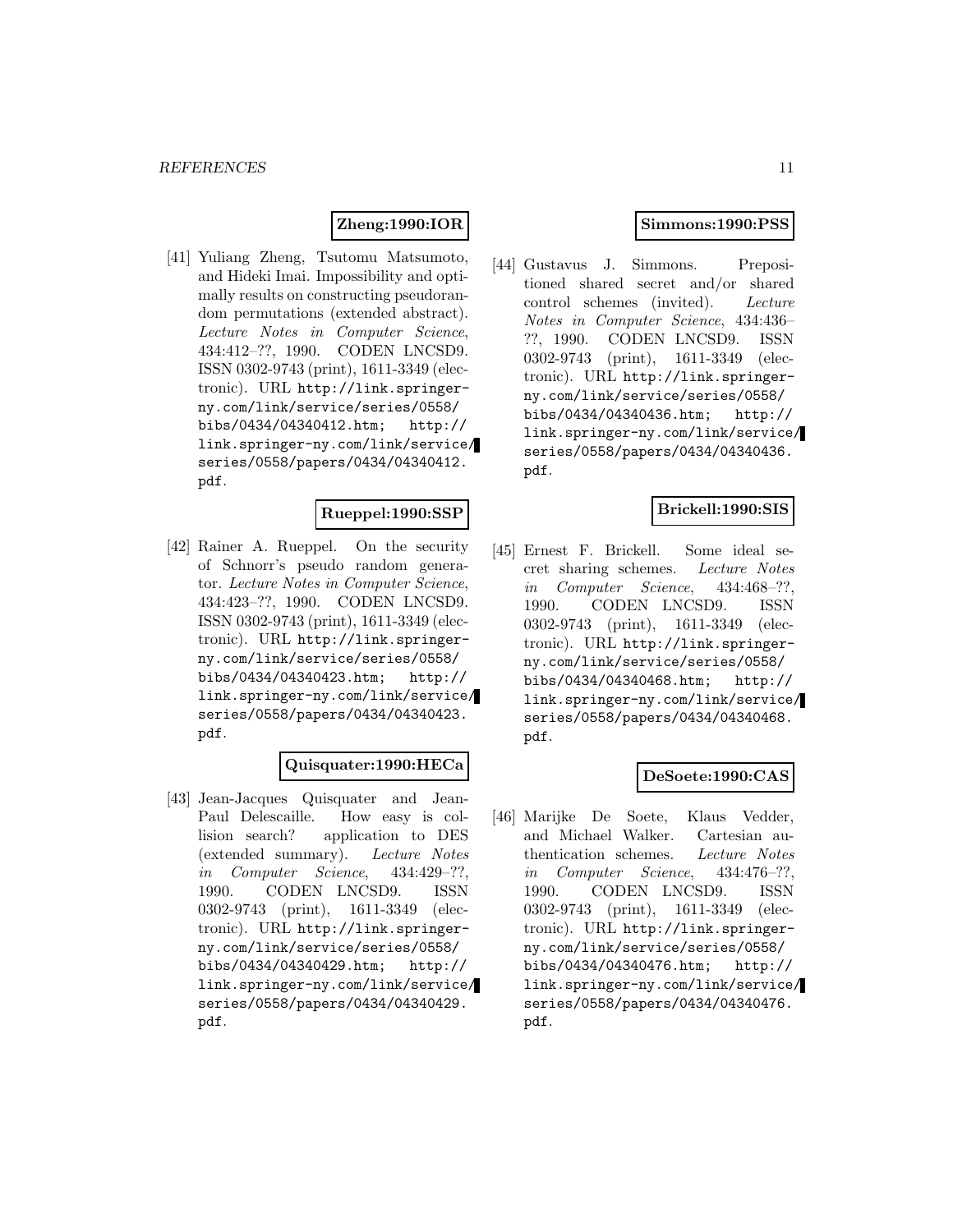**Zheng:1990:IOR**

[41] Yuliang Zheng, Tsutomu Matsumoto, and Hideki Imai. Impossibility and optimally results on constructing pseudorandom permutations (extended abstract). *Lecture Notes in Computer Science*, 434:412–??, 1990. CODEN LNCSD9. ISSN 0302-9743 (print), 1611-3349 (electronic). URL `http://link.springer-ny.com/link/service/series/0558/bibs/0434/04340412.htm; http://link.springer-ny.com/link/service/series/0558/papers/0434/04340412.pdf`.

**Rueppel:1990:SSP**

[42] Rainer A. Rueppel. On the security of Schnorr's pseudo random generator. *Lecture Notes in Computer Science*, 434:423–??, 1990. CODEN LNCSD9. ISSN 0302-9743 (print), 1611-3349 (electronic). URL `http://link.springer-ny.com/link/service/series/0558/bibs/0434/04340423.htm; http://link.springer-ny.com/link/service/series/0558/papers/0434/04340423.pdf`.

**Quisquater:1990:HECa**

[43] Jean-Jacques Quisquater and Jean-Paul Delescaille. How easy is collision search? application to DES (extended summary). *Lecture Notes in Computer Science*, 434:429–??, 1990. CODEN LNCSD9. ISSN 0302-9743 (print), 1611-3349 (electronic). URL `http://link.springer-ny.com/link/service/series/0558/bibs/0434/04340429.htm; http://link.springer-ny.com/link/service/series/0558/papers/0434/04340429.pdf`.

**Simmons:1990:PSS**

[44] Gustavus J. Simmons. Prepositioned shared secret and/or shared control schemes (invited). *Lecture Notes in Computer Science*, 434:436–??, 1990. CODEN LNCSD9. ISSN 0302-9743 (print), 1611-3349 (electronic). URL `http://link.springer-ny.com/link/service/series/0558/bibs/0434/04340436.htm; http://link.springer-ny.com/link/service/series/0558/papers/0434/04340436.pdf`.

**Brickell:1990:SIS**

[45] Ernest F. Brickell. Some ideal secret sharing schemes. *Lecture Notes in Computer Science*, 434:468–??, 1990. CODEN LNCSD9. ISSN 0302-9743 (print), 1611-3349 (electronic). URL `http://link.springer-ny.com/link/service/series/0558/bibs/0434/04340468.htm; http://link.springer-ny.com/link/service/series/0558/papers/0434/04340468.pdf`.

**DeSoete:1990:CAS**

[46] Marijke De Soete, Klaus Vedder, and Michael Walker. Cartesian authentication schemes. *Lecture Notes in Computer Science*, 434:476–??, 1990. CODEN LNCSD9. ISSN 0302-9743 (print), 1611-3349 (electronic). URL `http://link.springer-ny.com/link/service/series/0558/bibs/0434/04340476.htm; http://link.springer-ny.com/link/service/series/0558/papers/0434/04340476.pdf`.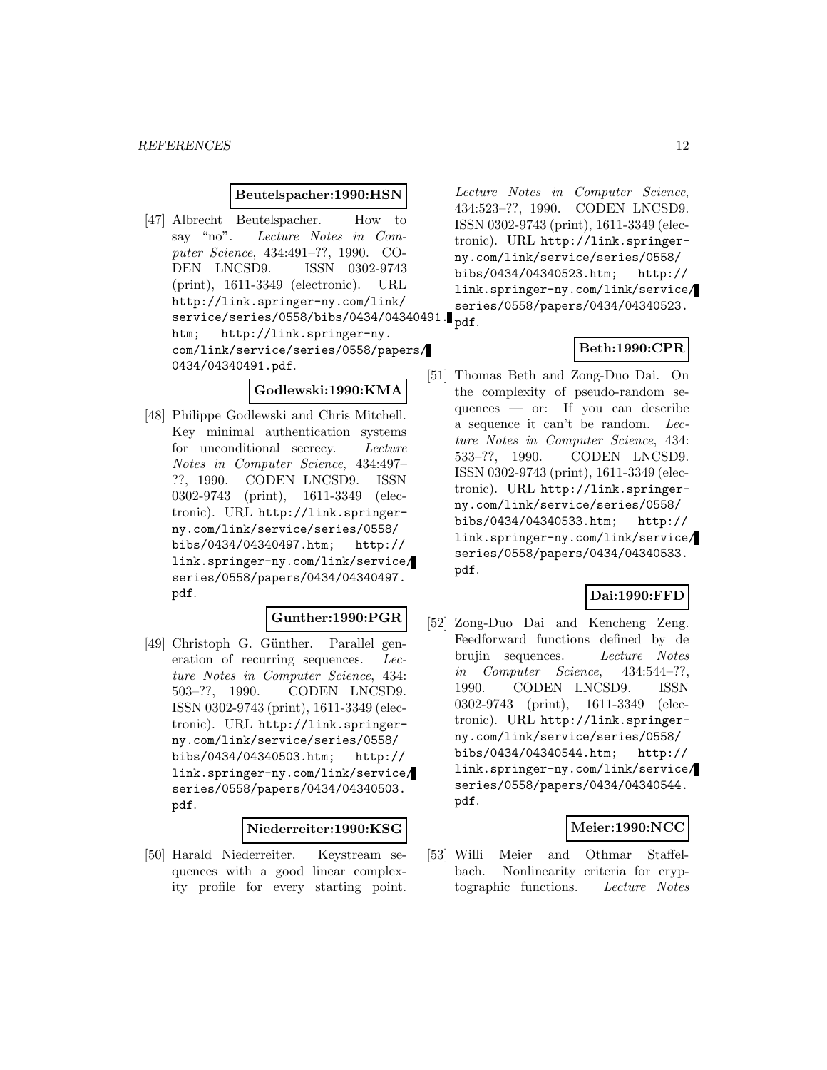**Beutelspacher:1990:HSN**

[47] Albrecht Beutelspacher. How to say "no". *Lecture Notes in Computer Science*, 434:491–??, 1990. CODEN LNCSD9. ISSN 0302-9743 (print), 1611-3349 (electronic). URL http://link.springer-ny.com/link/service/series/0558/bibs/0434/04340491.htm; http://link.springer-ny.com/link/service/series/0558/papers/0434/04340491.pdf.

**Godlewski:1990:KMA**

[48] Philippe Godlewski and Chris Mitchell. Key minimal authentication systems for unconditional secrecy. *Lecture Notes in Computer Science*, 434:497–??, 1990. CODEN LNCSD9. ISSN 0302-9743 (print), 1611-3349 (electronic). URL http://link.springer-ny.com/link/service/series/0558/bibs/0434/04340497.htm; http://link.springer-ny.com/link/service/series/0558/papers/0434/04340497.pdf.

**Gunther:1990:PGR**

[49] Christoph G. Günther. Parallel generation of recurring sequences. *Lecture Notes in Computer Science*, 434:503–??, 1990. CODEN LNCSD9. ISSN 0302-9743 (print), 1611-3349 (electronic). URL http://link.springer-ny.com/link/service/series/0558/bibs/0434/04340503.htm; http://link.springer-ny.com/link/service/series/0558/papers/0434/04340503.pdf.

**Niederreiter:1990:KSG**

[50] Harald Niederreiter. Keystream sequences with a good linear complexity profile for every starting point. *Lecture Notes in Computer Science*, 434:523–??, 1990. CODEN LNCSD9. ISSN 0302-9743 (print), 1611-3349 (electronic). URL http://link.springer-ny.com/link/service/series/0558/bibs/0434/04340523.htm; http://link.springer-ny.com/link/service/series/0558/papers/0434/04340523.pdf.

**Beth:1990:CPR**

[51] Thomas Beth and Zong-Duo Dai. On the complexity of pseudo-random sequences — or: If you can describe a sequence it can't be random. *Lecture Notes in Computer Science*, 434:533–??, 1990. CODEN LNCSD9. ISSN 0302-9743 (print), 1611-3349 (electronic). URL http://link.springer-ny.com/link/service/series/0558/bibs/0434/04340533.htm; http://link.springer-ny.com/link/service/series/0558/papers/0434/04340533.pdf.

**Dai:1990:FFD**

[52] Zong-Duo Dai and Kencheng Zeng. Feedforward functions defined by de brujin sequences. *Lecture Notes in Computer Science*, 434:544–??, 1990. CODEN LNCSD9. ISSN 0302-9743 (print), 1611-3349 (electronic). URL http://link.springer-ny.com/link/service/series/0558/bibs/0434/04340544.htm; http://link.springer-ny.com/link/service/series/0558/papers/0434/04340544.pdf.

**Meier:1990:NCC**

[53] Willi Meier and Othmar Staffelbach. Nonlinearity criteria for cryptographic functions. *Lecture Notes*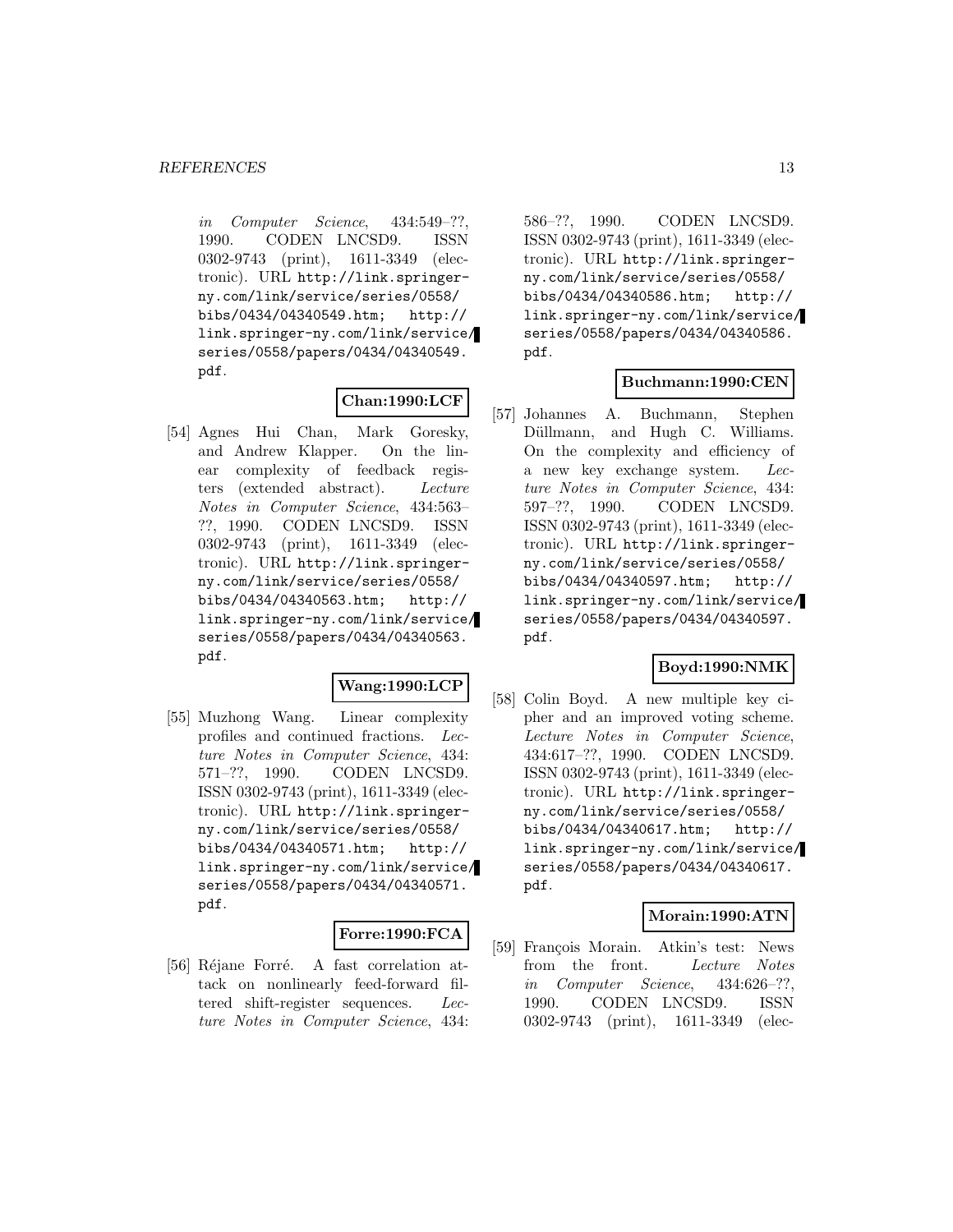*in Computer Science*, 434:549–??, 1990. CODEN LNCSD9. ISSN 0302-9743 (print), 1611-3349 (electronic). URL http://link.springer-ny.com/link/service/series/0558/bibs/0434/04340549.htm; http://link.springer-ny.com/link/service/series/0558/papers/0434/04340549.pdf.

**Chan:1990:LCF**

[54] Agnes Hui Chan, Mark Goresky, and Andrew Klapper. On the linear complexity of feedback registers (extended abstract). *Lecture Notes in Computer Science*, 434:563–??, 1990. CODEN LNCSD9. ISSN 0302-9743 (print), 1611-3349 (electronic). URL http://link.springer-ny.com/link/service/series/0558/bibs/0434/04340563.htm; http://link.springer-ny.com/link/service/series/0558/papers/0434/04340563.pdf.

**Wang:1990:LCP**

[55] Muzhong Wang. Linear complexity profiles and continued fractions. *Lecture Notes in Computer Science*, 434:571–??, 1990. CODEN LNCSD9. ISSN 0302-9743 (print), 1611-3349 (electronic). URL http://link.springer-ny.com/link/service/series/0558/bibs/0434/04340571.htm; http://link.springer-ny.com/link/service/series/0558/papers/0434/04340571.pdf.

**Forre:1990:FCA**

[56] Réjane Forré. A fast correlation attack on nonlinearly feed-forward filtered shift-register sequences. *Lecture Notes in Computer Science*, 434:586–??, 1990. CODEN LNCSD9. ISSN 0302-9743 (print), 1611-3349 (electronic). URL http://link.springer-ny.com/link/service/series/0558/bibs/0434/04340586.htm; http://link.springer-ny.com/link/service/series/0558/papers/0434/04340586.pdf.

**Buchmann:1990:CEN**

[57] Johannes A. Buchmann, Stephen Düllmann, and Hugh C. Williams. On the complexity and efficiency of a new key exchange system. *Lecture Notes in Computer Science*, 434:597–??, 1990. CODEN LNCSD9. ISSN 0302-9743 (print), 1611-3349 (electronic). URL http://link.springer-ny.com/link/service/series/0558/bibs/0434/04340597.htm; http://link.springer-ny.com/link/service/series/0558/papers/0434/04340597.pdf.

**Boyd:1990:NMK**

[58] Colin Boyd. A new multiple key cipher and an improved voting scheme. *Lecture Notes in Computer Science*, 434:617–??, 1990. CODEN LNCSD9. ISSN 0302-9743 (print), 1611-3349 (electronic). URL http://link.springer-ny.com/link/service/series/0558/bibs/0434/04340617.htm; http://link.springer-ny.com/link/service/series/0558/papers/0434/04340617.pdf.

**Morain:1990:ATN**

[59] François Morain. Atkin's test: News from the front. *Lecture Notes in Computer Science*, 434:626–??, 1990. CODEN LNCSD9. ISSN 0302-9743 (print), 1611-3349 (elec-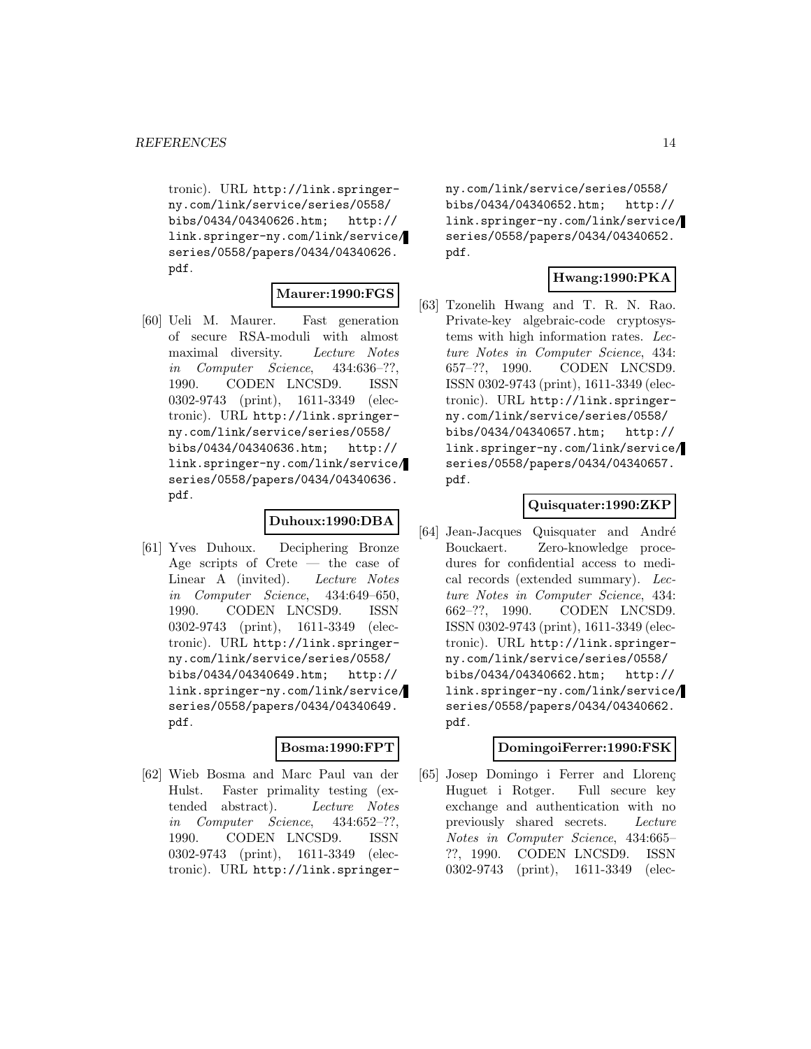tronic). URL http://link.springer-ny.com/link/service/series/0558/bibs/0434/04340626.htm; http://link.springer-ny.com/link/service/series/0558/papers/0434/04340626.pdf.

**Maurer:1990:FGS**

[60] Ueli M. Maurer. Fast generation of secure RSA-moduli with almost maximal diversity. *Lecture Notes in Computer Science*, 434:636–??, 1990. CODEN LNCSD9. ISSN 0302-9743 (print), 1611-3349 (electronic). URL http://link.springer-ny.com/link/service/series/0558/bibs/0434/04340636.htm; http://link.springer-ny.com/link/service/series/0558/papers/0434/04340636.pdf.

**Duhoux:1990:DBA**

[61] Yves Duhoux. Deciphering Bronze Age scripts of Crete — the case of Linear A (invited). *Lecture Notes in Computer Science*, 434:649–650, 1990. CODEN LNCSD9. ISSN 0302-9743 (print), 1611-3349 (electronic). URL http://link.springer-ny.com/link/service/series/0558/bibs/0434/04340649.htm; http://link.springer-ny.com/link/service/series/0558/papers/0434/04340649.pdf.

**Bosma:1990:FPT**

[62] Wieb Bosma and Marc Paul van der Hulst. Faster primality testing (extended abstract). *Lecture Notes in Computer Science*, 434:652–??, 1990. CODEN LNCSD9. ISSN 0302-9743 (print), 1611-3349 (electronic). URL http://link.springer-ny.com/link/service/series/0558/bibs/0434/04340652.htm; http://link.springer-ny.com/link/service/series/0558/papers/0434/04340652.pdf.

**Hwang:1990:PKA**

[63] Tzonelih Hwang and T. R. N. Rao. Private-key algebraic-code cryptosystems with high information rates. *Lecture Notes in Computer Science*, 434:657–??, 1990. CODEN LNCSD9. ISSN 0302-9743 (print), 1611-3349 (electronic). URL http://link.springer-ny.com/link/service/series/0558/bibs/0434/04340657.htm; http://link.springer-ny.com/link/service/series/0558/papers/0434/04340657.pdf.

**Quisquater:1990:ZKP**

[64] Jean-Jacques Quisquater and André Bouckaert. Zero-knowledge procedures for confidential access to medical records (extended summary). *Lecture Notes in Computer Science*, 434:662–??, 1990. CODEN LNCSD9. ISSN 0302-9743 (print), 1611-3349 (electronic). URL http://link.springer-ny.com/link/service/series/0558/bibs/0434/04340662.htm; http://link.springer-ny.com/link/service/series/0558/papers/0434/04340662.pdf.

**DomingoiFerrer:1990:FSK**

[65] Josep Domingo i Ferrer and Llorenç Huguet i Rotger. Full secure key exchange and authentication with no previously shared secrets. *Lecture Notes in Computer Science*, 434:665–??, 1990. CODEN LNCSD9. ISSN 0302-9743 (print), 1611-3349 (elec-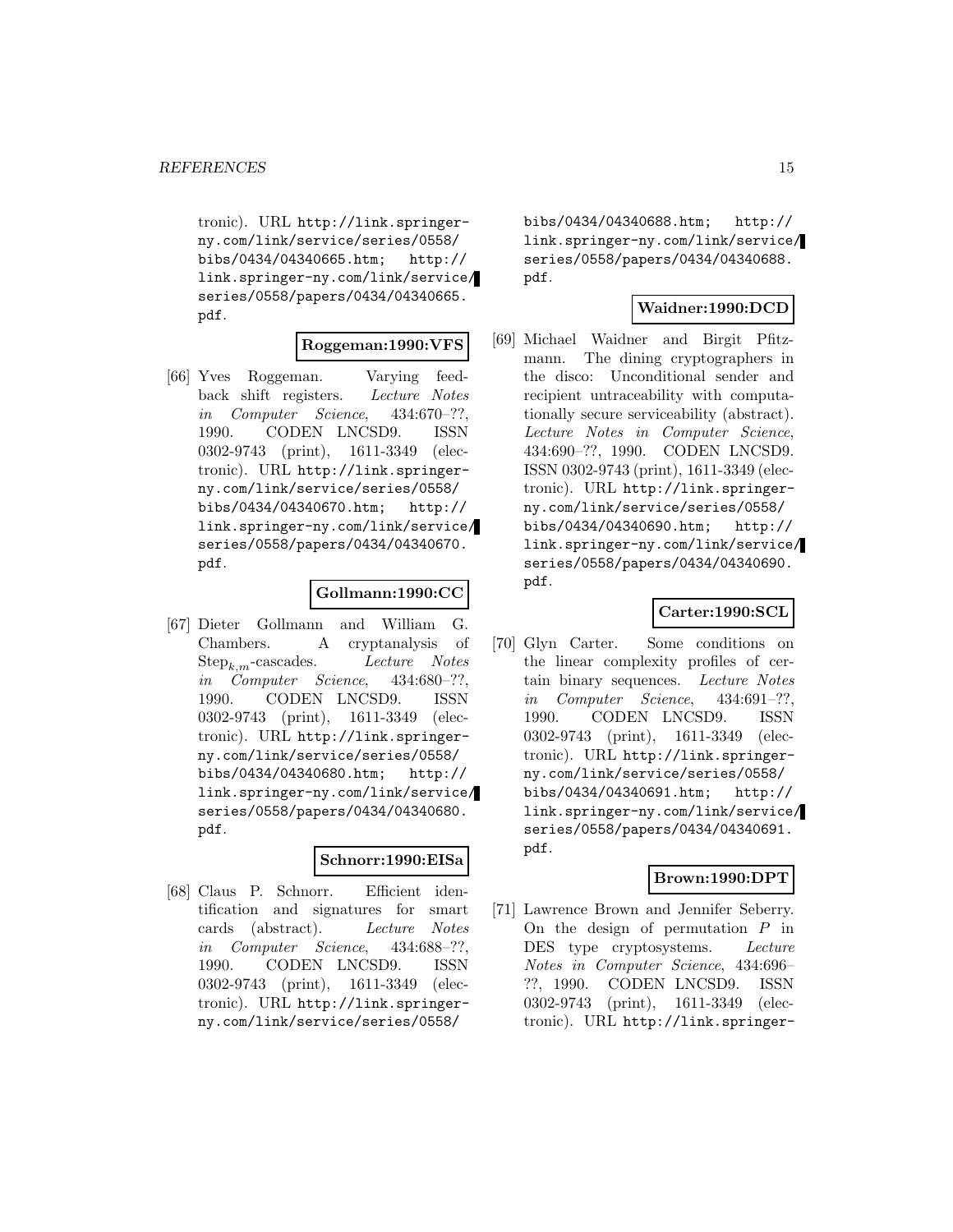tronic). URL http://link.springer-ny.com/link/service/series/0558/bibs/0434/04340665.htm; http://link.springer-ny.com/link/service/series/0558/papers/0434/04340665.pdf.

**Roggeman:1990:VFS**

[66] Yves Roggeman. Varying feedback shift registers. *Lecture Notes in Computer Science*, 434:670–??, 1990. CODEN LNCSD9. ISSN 0302-9743 (print), 1611-3349 (electronic). URL http://link.springer-ny.com/link/service/series/0558/bibs/0434/04340670.htm; http://link.springer-ny.com/link/service/series/0558/papers/0434/04340670.pdf.

**Gollmann:1990:CC**

[67] Dieter Gollmann and William G. Chambers. A cryptanalysis of $\mathrm{Step}_{k,m}$-cascades. *Lecture Notes in Computer Science*, 434:680–??, 1990. CODEN LNCSD9. ISSN 0302-9743 (print), 1611-3349 (electronic). URL http://link.springer-ny.com/link/service/series/0558/bibs/0434/04340680.htm; http://link.springer-ny.com/link/service/series/0558/papers/0434/04340680.pdf.

**Schnorr:1990:EISa**

[68] Claus P. Schnorr. Efficient identification and signatures for smart cards (abstract). *Lecture Notes in Computer Science*, 434:688–??, 1990. CODEN LNCSD9. ISSN 0302-9743 (print), 1611-3349 (electronic). URL http://link.springer-ny.com/link/service/series/0558/bibs/0434/04340688.htm; http://link.springer-ny.com/link/service/series/0558/papers/0434/04340688.pdf.

**Waidner:1990:DCD**

[69] Michael Waidner and Birgit Pfitzmann. The dining cryptographers in the disco: Unconditional sender and recipient untraceability with computationally secure serviceability (abstract). *Lecture Notes in Computer Science*, 434:690–??, 1990. CODEN LNCSD9. ISSN 0302-9743 (print), 1611-3349 (electronic). URL http://link.springer-ny.com/link/service/series/0558/bibs/0434/04340690.htm; http://link.springer-ny.com/link/service/series/0558/papers/0434/04340690.pdf.

**Carter:1990:SCL**

[70] Glyn Carter. Some conditions on the linear complexity profiles of certain binary sequences. *Lecture Notes in Computer Science*, 434:691–??, 1990. CODEN LNCSD9. ISSN 0302-9743 (print), 1611-3349 (electronic). URL http://link.springer-ny.com/link/service/series/0558/bibs/0434/04340691.htm; http://link.springer-ny.com/link/service/series/0558/papers/0434/04340691.pdf.

**Brown:1990:DPT**

[71] Lawrence Brown and Jennifer Seberry. On the design of permutation $P$ in DES type cryptosystems. *Lecture Notes in Computer Science*, 434:696–??, 1990. CODEN LNCSD9. ISSN 0302-9743 (print), 1611-3349 (electronic). URL http://link.springer-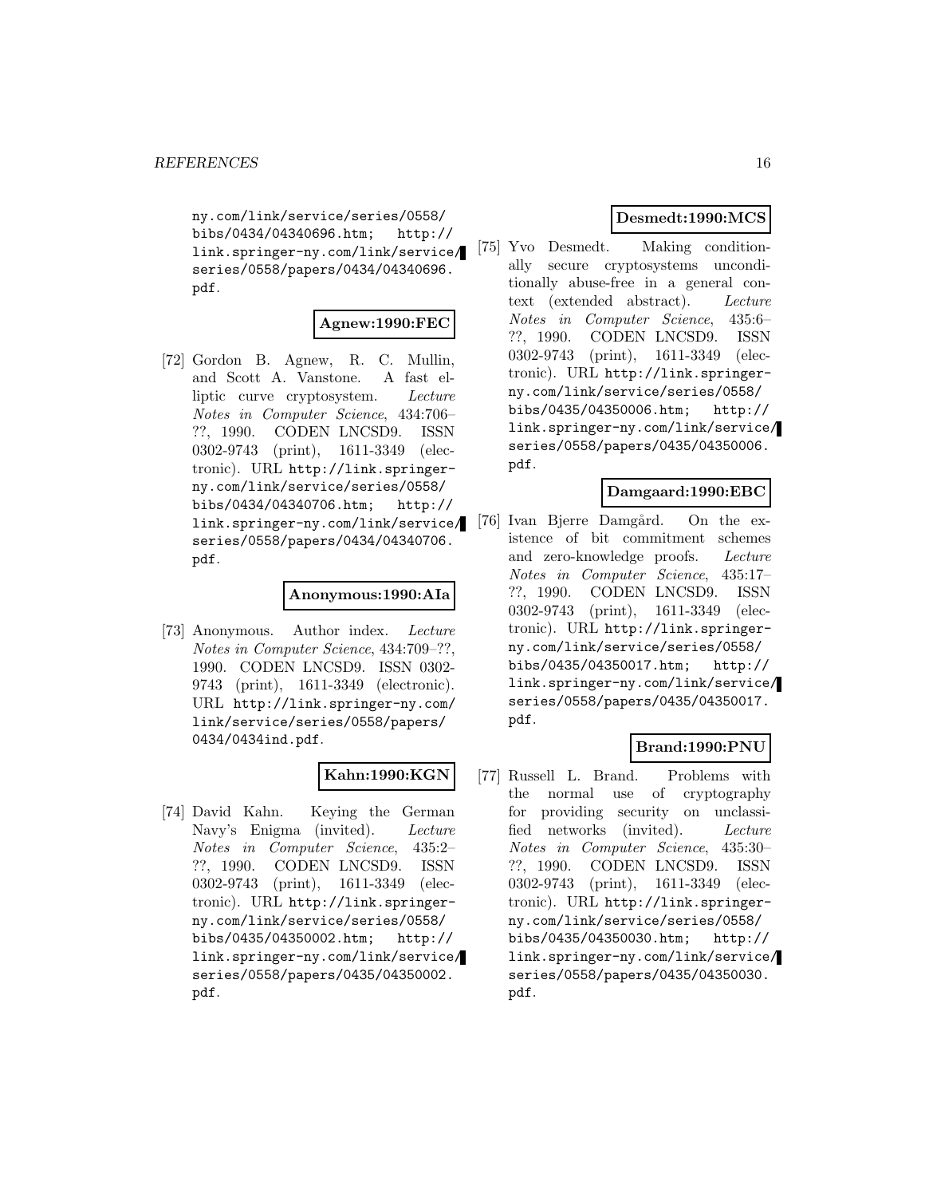ny.com/link/service/series/0558/bibs/0434/04340696.htm; http://link.springer-ny.com/link/service/series/0558/papers/0434/04340696.pdf.

**Agnew:1990:FEC**

[72] Gordon B. Agnew, R. C. Mullin, and Scott A. Vanstone. A fast elliptic curve cryptosystem. *Lecture Notes in Computer Science*, 434:706–??, 1990. CODEN LNCSD9. ISSN 0302-9743 (print), 1611-3349 (electronic). URL http://link.springer-ny.com/link/service/series/0558/bibs/0434/04340706.htm; http://link.springer-ny.com/link/service/series/0558/papers/0434/04340706.pdf.

**Anonymous:1990:AIa**

[73] Anonymous. Author index. *Lecture Notes in Computer Science*, 434:709–??, 1990. CODEN LNCSD9. ISSN 0302-9743 (print), 1611-3349 (electronic). URL http://link.springer-ny.com/link/service/series/0558/papers/0434/0434ind.pdf.

**Kahn:1990:KGN**

[74] David Kahn. Keying the German Navy's Enigma (invited). *Lecture Notes in Computer Science*, 435:2–??, 1990. CODEN LNCSD9. ISSN 0302-9743 (print), 1611-3349 (electronic). URL http://link.springer-ny.com/link/service/series/0558/bibs/0435/04350002.htm; http://link.springer-ny.com/link/service/series/0558/papers/0435/04350002.pdf.

**Desmedt:1990:MCS**

[75] Yvo Desmedt. Making conditionally secure cryptosystems unconditionally abuse-free in a general context (extended abstract). *Lecture Notes in Computer Science*, 435:6–??, 1990. CODEN LNCSD9. ISSN 0302-9743 (print), 1611-3349 (electronic). URL http://link.springer-ny.com/link/service/series/0558/bibs/0435/04350006.htm; http://link.springer-ny.com/link/service/series/0558/papers/0435/04350006.pdf.

**Damgaard:1990:EBC**

[76] Ivan Bjerre Damgård. On the existence of bit commitment schemes and zero-knowledge proofs. *Lecture Notes in Computer Science*, 435:17–??, 1990. CODEN LNCSD9. ISSN 0302-9743 (print), 1611-3349 (electronic). URL http://link.springer-ny.com/link/service/series/0558/bibs/0435/04350017.htm; http://link.springer-ny.com/link/service/series/0558/papers/0435/04350017.pdf.

**Brand:1990:PNU**

[77] Russell L. Brand. Problems with the normal use of cryptography for providing security on unclassified networks (invited). *Lecture Notes in Computer Science*, 435:30–??, 1990. CODEN LNCSD9. ISSN 0302-9743 (print), 1611-3349 (electronic). URL http://link.springer-ny.com/link/service/series/0558/bibs/0435/04350030.htm; http://link.springer-ny.com/link/service/series/0558/papers/0435/04350030.pdf.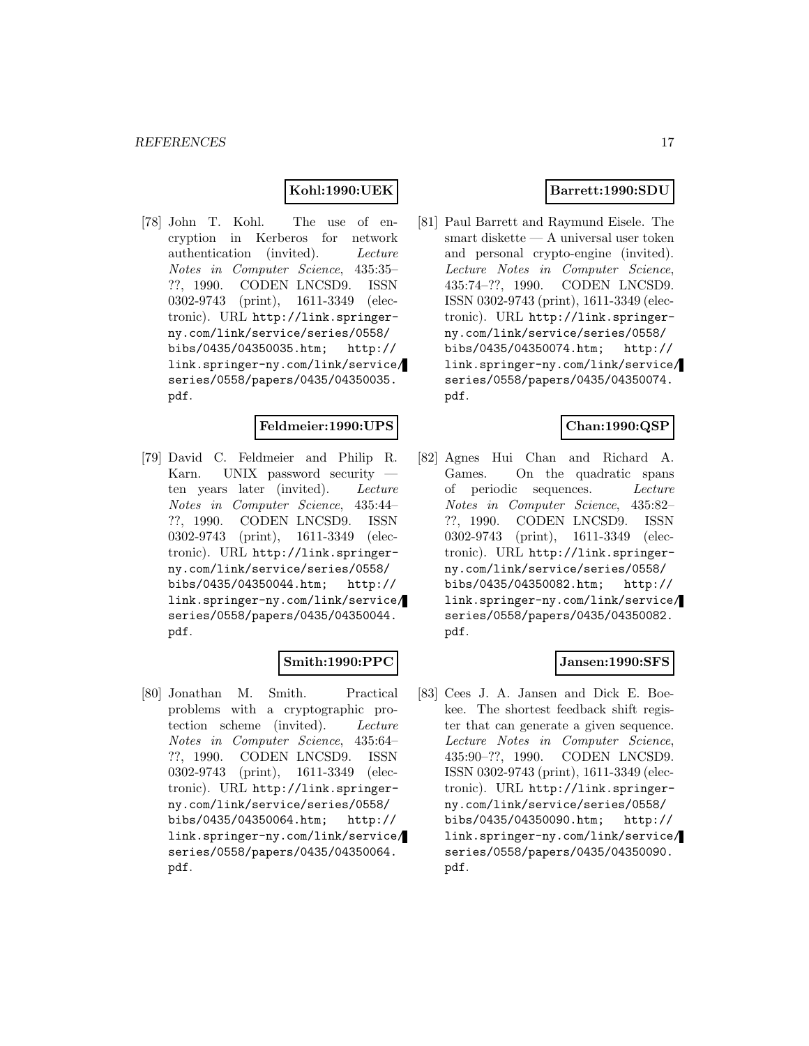**Kohl:1990:UEK**

[78] John T. Kohl. The use of encryption in Kerberos for network authentication (invited). *Lecture Notes in Computer Science*, 435:35–??, 1990. CODEN LNCSD9. ISSN 0302-9743 (print), 1611-3349 (electronic). URL http://link.springer-ny.com/link/service/series/0558/bibs/0435/04350035.htm; http://link.springer-ny.com/link/service/series/0558/papers/0435/04350035.pdf.

**Feldmeier:1990:UPS**

[79] David C. Feldmeier and Philip R. Karn. UNIX password security — ten years later (invited). *Lecture Notes in Computer Science*, 435:44–??, 1990. CODEN LNCSD9. ISSN 0302-9743 (print), 1611-3349 (electronic). URL http://link.springer-ny.com/link/service/series/0558/bibs/0435/04350044.htm; http://link.springer-ny.com/link/service/series/0558/papers/0435/04350044.pdf.

**Smith:1990:PPC**

[80] Jonathan M. Smith. Practical problems with a cryptographic protection scheme (invited). *Lecture Notes in Computer Science*, 435:64–??, 1990. CODEN LNCSD9. ISSN 0302-9743 (print), 1611-3349 (electronic). URL http://link.springer-ny.com/link/service/series/0558/bibs/0435/04350064.htm; http://link.springer-ny.com/link/service/series/0558/papers/0435/04350064.pdf.

**Barrett:1990:SDU**

[81] Paul Barrett and Raymund Eisele. The smart diskette — A universal user token and personal crypto-engine (invited). *Lecture Notes in Computer Science*, 435:74–??, 1990. CODEN LNCSD9. ISSN 0302-9743 (print), 1611-3349 (electronic). URL http://link.springer-ny.com/link/service/series/0558/bibs/0435/04350074.htm; http://link.springer-ny.com/link/service/series/0558/papers/0435/04350074.pdf.

**Chan:1990:QSP**

[82] Agnes Hui Chan and Richard A. Games. On the quadratic spans of periodic sequences. *Lecture Notes in Computer Science*, 435:82–??, 1990. CODEN LNCSD9. ISSN 0302-9743 (print), 1611-3349 (electronic). URL http://link.springer-ny.com/link/service/series/0558/bibs/0435/04350082.htm; http://link.springer-ny.com/link/service/series/0558/papers/0435/04350082.pdf.

**Jansen:1990:SFS**

[83] Cees J. A. Jansen and Dick E. Boekee. The shortest feedback shift register that can generate a given sequence. *Lecture Notes in Computer Science*, 435:90–??, 1990. CODEN LNCSD9. ISSN 0302-9743 (print), 1611-3349 (electronic). URL http://link.springer-ny.com/link/service/series/0558/bibs/0435/04350090.htm; http://link.springer-ny.com/link/service/series/0558/papers/0435/04350090.pdf.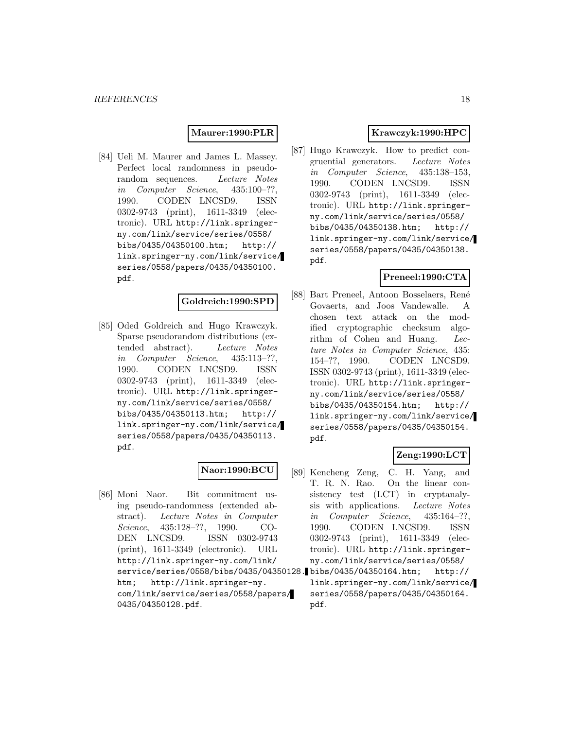**Maurer:1990:PLR**

[84] Ueli M. Maurer and James L. Massey. Perfect local randomness in pseudorandom sequences. *Lecture Notes in Computer Science*, 435:100–??, 1990. CODEN LNCSD9. ISSN 0302-9743 (print), 1611-3349 (electronic). URL `http://link.springer-ny.com/link/service/series/0558/bibs/0435/04350100.htm`; `http://link.springer-ny.com/link/service/series/0558/papers/0435/04350100.pdf`.

**Goldreich:1990:SPD**

[85] Oded Goldreich and Hugo Krawczyk. Sparse pseudorandom distributions (extended abstract). *Lecture Notes in Computer Science*, 435:113–??, 1990. CODEN LNCSD9. ISSN 0302-9743 (print), 1611-3349 (electronic). URL `http://link.springer-ny.com/link/service/series/0558/bibs/0435/04350113.htm`; `http://link.springer-ny.com/link/service/series/0558/papers/0435/04350113.pdf`.

**Naor:1990:BCU**

[86] Moni Naor. Bit commitment using pseudo-randomness (extended abstract). *Lecture Notes in Computer Science*, 435:128–??, 1990. CODEN LNCSD9. ISSN 0302-9743 (print), 1611-3349 (electronic). URL `http://link.springer-ny.com/link/service/series/0558/bibs/0435/04350128.htm`; `http://link.springer-ny.com/link/service/series/0558/papers/0435/04350128.pdf`.

**Krawczyk:1990:HPC**

[87] Hugo Krawczyk. How to predict congruential generators. *Lecture Notes in Computer Science*, 435:138–153, 1990. CODEN LNCSD9. ISSN 0302-9743 (print), 1611-3349 (electronic). URL `http://link.springer-ny.com/link/service/series/0558/bibs/0435/04350138.htm`; `http://link.springer-ny.com/link/service/series/0558/papers/0435/04350138.pdf`.

**Preneel:1990:CTA**

[88] Bart Preneel, Antoon Bosselaers, René Govaerts, and Joos Vandewalle. A chosen text attack on the modified cryptographic checksum algorithm of Cohen and Huang. *Lecture Notes in Computer Science*, 435:154–??, 1990. CODEN LNCSD9. ISSN 0302-9743 (print), 1611-3349 (electronic). URL `http://link.springer-ny.com/link/service/series/0558/bibs/0435/04350154.htm`; `http://link.springer-ny.com/link/service/series/0558/papers/0435/04350154.pdf`.

**Zeng:1990:LCT**

[89] Kencheng Zeng, C. H. Yang, and T. R. N. Rao. On the linear consistency test (LCT) in cryptanalysis with applications. *Lecture Notes in Computer Science*, 435:164–??, 1990. CODEN LNCSD9. ISSN 0302-9743 (print), 1611-3349 (electronic). URL `http://link.springer-ny.com/link/service/series/0558/bibs/0435/04350164.htm`; `http://link.springer-ny.com/link/service/series/0558/papers/0435/04350164.pdf`.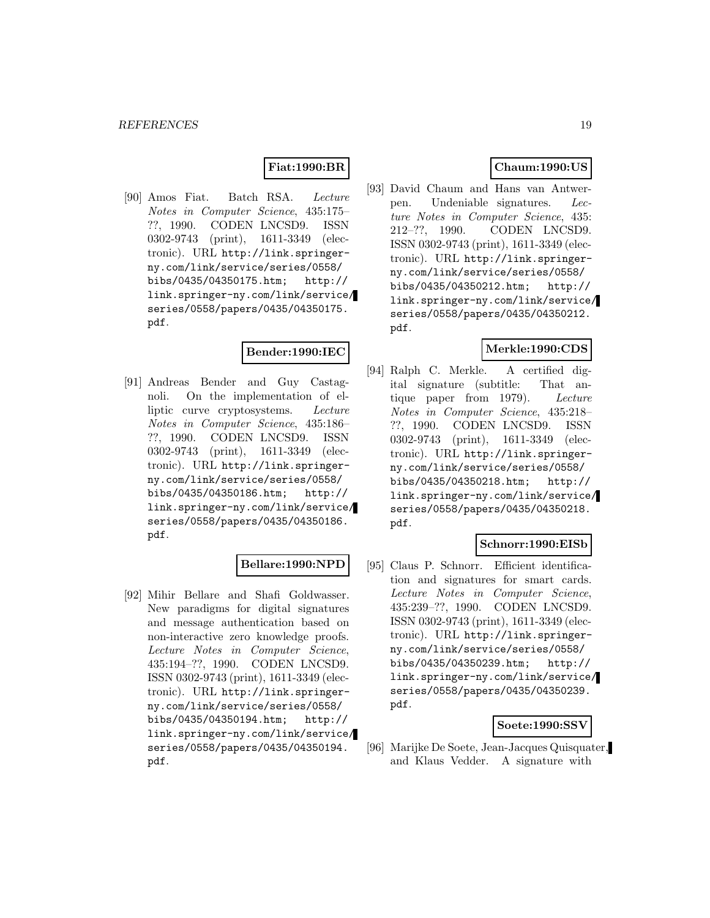**Fiat:1990:BR**

[90] Amos Fiat. Batch RSA. *Lecture Notes in Computer Science*, 435:175–??, 1990. CODEN LNCSD9. ISSN 0302-9743 (print), 1611-3349 (electronic). URL `http://link.springer-ny.com/link/service/series/0558/bibs/0435/04350175.htm`; `http://link.springer-ny.com/link/service/series/0558/papers/0435/04350175.pdf`.

**Bender:1990:IEC**

[91] Andreas Bender and Guy Castagnoli. On the implementation of elliptic curve cryptosystems. *Lecture Notes in Computer Science*, 435:186–??, 1990. CODEN LNCSD9. ISSN 0302-9743 (print), 1611-3349 (electronic). URL `http://link.springer-ny.com/link/service/series/0558/bibs/0435/04350186.htm`; `http://link.springer-ny.com/link/service/series/0558/papers/0435/04350186.pdf`.

**Bellare:1990:NPD**

[92] Mihir Bellare and Shafi Goldwasser. New paradigms for digital signatures and message authentication based on non-interactive zero knowledge proofs. *Lecture Notes in Computer Science*, 435:194–??, 1990. CODEN LNCSD9. ISSN 0302-9743 (print), 1611-3349 (electronic). URL `http://link.springer-ny.com/link/service/series/0558/bibs/0435/04350194.htm`; `http://link.springer-ny.com/link/service/series/0558/papers/0435/04350194.pdf`.

**Chaum:1990:US**

[93] David Chaum and Hans van Antwerpen. Undeniable signatures. *Lecture Notes in Computer Science*, 435:212–??, 1990. CODEN LNCSD9. ISSN 0302-9743 (print), 1611-3349 (electronic). URL `http://link.springer-ny.com/link/service/series/0558/bibs/0435/04350212.htm`; `http://link.springer-ny.com/link/service/series/0558/papers/0435/04350212.pdf`.

**Merkle:1990:CDS**

[94] Ralph C. Merkle. A certified digital signature (subtitle: That antique paper from 1979). *Lecture Notes in Computer Science*, 435:218–??, 1990. CODEN LNCSD9. ISSN 0302-9743 (print), 1611-3349 (electronic). URL `http://link.springer-ny.com/link/service/series/0558/bibs/0435/04350218.htm`; `http://link.springer-ny.com/link/service/series/0558/papers/0435/04350218.pdf`.

**Schnorr:1990:EISb**

[95] Claus P. Schnorr. Efficient identification and signatures for smart cards. *Lecture Notes in Computer Science*, 435:239–??, 1990. CODEN LNCSD9. ISSN 0302-9743 (print), 1611-3349 (electronic). URL `http://link.springer-ny.com/link/service/series/0558/bibs/0435/04350239.htm`; `http://link.springer-ny.com/link/service/series/0558/papers/0435/04350239.pdf`.

**Soete:1990:SSV**

[96] Marijke De Soete, Jean-Jacques Quisquater, and Klaus Vedder. A signature with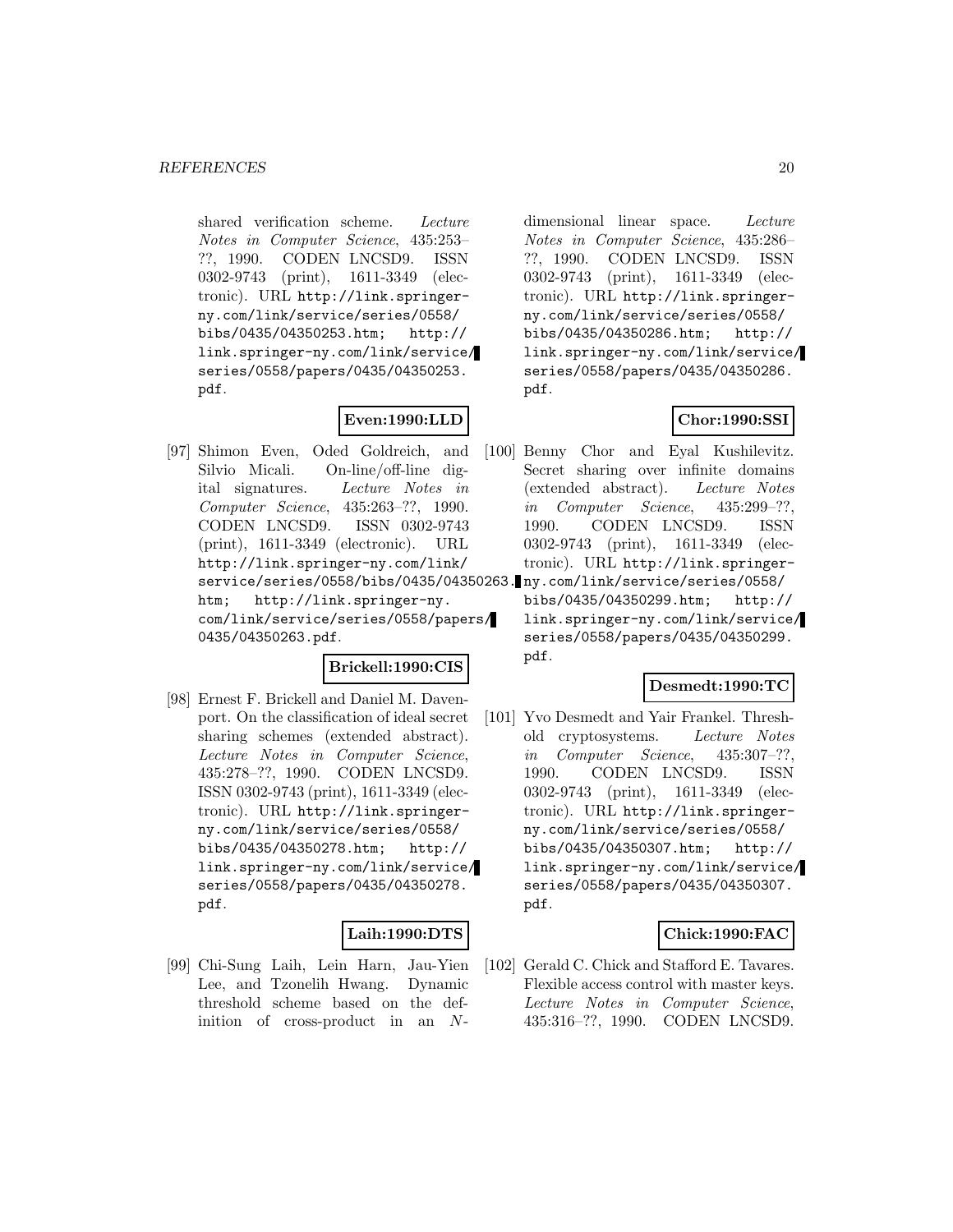shared verification scheme. *Lecture Notes in Computer Science*, 435:253–??, 1990. CODEN LNCSD9. ISSN 0302-9743 (print), 1611-3349 (electronic). URL http://link.springer-ny.com/link/service/series/0558/bibs/0435/04350253.htm; http://link.springer-ny.com/link/service/series/0558/papers/0435/04350253.pdf.

**Even:1990:LLD**

[97] Shimon Even, Oded Goldreich, and Silvio Micali. On-line/off-line digital signatures. *Lecture Notes in Computer Science*, 435:263–??, 1990. CODEN LNCSD9. ISSN 0302-9743 (print), 1611-3349 (electronic). URL http://link.springer-ny.com/link/service/series/0558/bibs/0435/04350263.htm; http://link.springer-ny.com/link/service/series/0558/papers/0435/04350263.pdf.

**Brickell:1990:CIS**

[98] Ernest F. Brickell and Daniel M. Davenport. On the classification of ideal secret sharing schemes (extended abstract). *Lecture Notes in Computer Science*, 435:278–??, 1990. CODEN LNCSD9. ISSN 0302-9743 (print), 1611-3349 (electronic). URL http://link.springer-ny.com/link/service/series/0558/bibs/0435/04350278.htm; http://link.springer-ny.com/link/service/series/0558/papers/0435/04350278.pdf.

**Laih:1990:DTS**

[99] Chi-Sung Laih, Lein Harn, Jau-Yien Lee, and Tzonelih Hwang. Dynamic threshold scheme based on the definition of cross-product in an $N$-dimensional linear space. *Lecture Notes in Computer Science*, 435:286–??, 1990. CODEN LNCSD9. ISSN 0302-9743 (print), 1611-3349 (electronic). URL http://link.springer-ny.com/link/service/series/0558/bibs/0435/04350286.htm; http://link.springer-ny.com/link/service/series/0558/papers/0435/04350286.pdf.

**Chor:1990:SSI**

[100] Benny Chor and Eyal Kushilevitz. Secret sharing over infinite domains (extended abstract). *Lecture Notes in Computer Science*, 435:299–??, 1990. CODEN LNCSD9. ISSN 0302-9743 (print), 1611-3349 (electronic). URL http://link.springer-ny.com/link/service/series/0558/bibs/0435/04350299.htm; http://link.springer-ny.com/link/service/series/0558/papers/0435/04350299.pdf.

**Desmedt:1990:TC**

[101] Yvo Desmedt and Yair Frankel. Threshold cryptosystems. *Lecture Notes in Computer Science*, 435:307–??, 1990. CODEN LNCSD9. ISSN 0302-9743 (print), 1611-3349 (electronic). URL http://link.springer-ny.com/link/service/series/0558/bibs/0435/04350307.htm; http://link.springer-ny.com/link/service/series/0558/papers/0435/04350307.pdf.

**Chick:1990:FAC**

[102] Gerald C. Chick and Stafford E. Tavares. Flexible access control with master keys. *Lecture Notes in Computer Science*, 435:316–??, 1990. CODEN LNCSD9.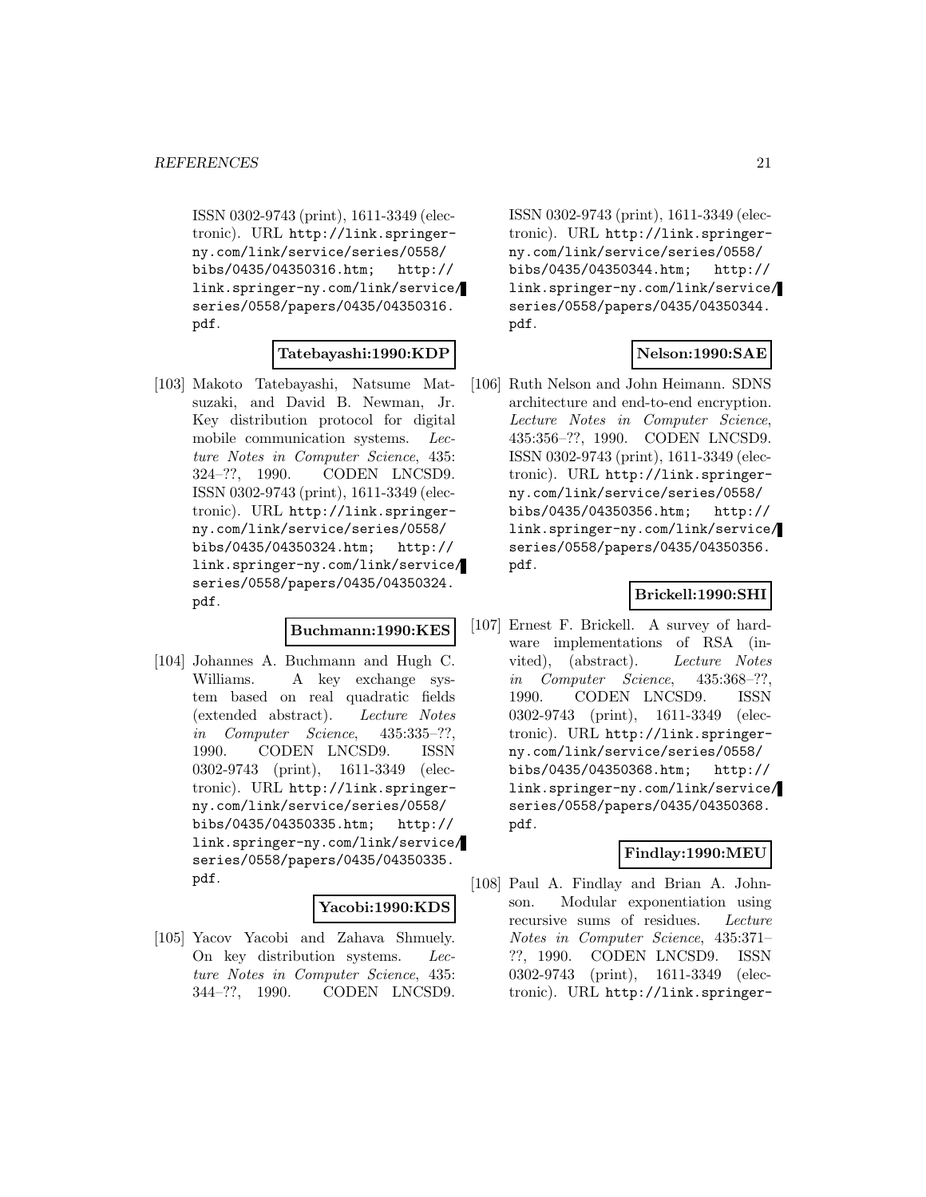ISSN 0302-9743 (print), 1611-3349 (electronic). URL http://link.springer-ny.com/link/service/series/0558/bibs/0435/04350316.htm; http://link.springer-ny.com/link/service/series/0558/papers/0435/04350316.pdf.

**Tatebayashi:1990:KDP**

[103] Makoto Tatebayashi, Natsume Matsuzaki, and David B. Newman, Jr. Key distribution protocol for digital mobile communication systems. *Lecture Notes in Computer Science*, 435: 324–??, 1990. CODEN LNCSD9. ISSN 0302-9743 (print), 1611-3349 (electronic). URL http://link.springer-ny.com/link/service/series/0558/bibs/0435/04350324.htm; http://link.springer-ny.com/link/service/series/0558/papers/0435/04350324.pdf.

**Buchmann:1990:KES**

[104] Johannes A. Buchmann and Hugh C. Williams. A key exchange system based on real quadratic fields (extended abstract). *Lecture Notes in Computer Science*, 435:335–??, 1990. CODEN LNCSD9. ISSN 0302-9743 (print), 1611-3349 (electronic). URL http://link.springer-ny.com/link/service/series/0558/bibs/0435/04350335.htm; http://link.springer-ny.com/link/service/series/0558/papers/0435/04350335.pdf.

**Yacobi:1990:KDS**

[105] Yacov Yacobi and Zahava Shmuely. On key distribution systems. *Lecture Notes in Computer Science*, 435: 344–??, 1990. CODEN LNCSD9. ISSN 0302-9743 (print), 1611-3349 (electronic). URL http://link.springer-ny.com/link/service/series/0558/bibs/0435/04350344.htm; http://link.springer-ny.com/link/service/series/0558/papers/0435/04350344.pdf.

**Nelson:1990:SAE**

[106] Ruth Nelson and John Heimann. SDNS architecture and end-to-end encryption. *Lecture Notes in Computer Science*, 435:356–??, 1990. CODEN LNCSD9. ISSN 0302-9743 (print), 1611-3349 (electronic). URL http://link.springer-ny.com/link/service/series/0558/bibs/0435/04350356.htm; http://link.springer-ny.com/link/service/series/0558/papers/0435/04350356.pdf.

**Brickell:1990:SHI**

[107] Ernest F. Brickell. A survey of hardware implementations of RSA (invited), (abstract). *Lecture Notes in Computer Science*, 435:368–??, 1990. CODEN LNCSD9. ISSN 0302-9743 (print), 1611-3349 (electronic). URL http://link.springer-ny.com/link/service/series/0558/bibs/0435/04350368.htm; http://link.springer-ny.com/link/service/series/0558/papers/0435/04350368.pdf.

**Findlay:1990:MEU**

[108] Paul A. Findlay and Brian A. Johnson. Modular exponentiation using recursive sums of residues. *Lecture Notes in Computer Science*, 435:371–??, 1990. CODEN LNCSD9. ISSN 0302-9743 (print), 1611-3349 (electronic). URL http://link.springer-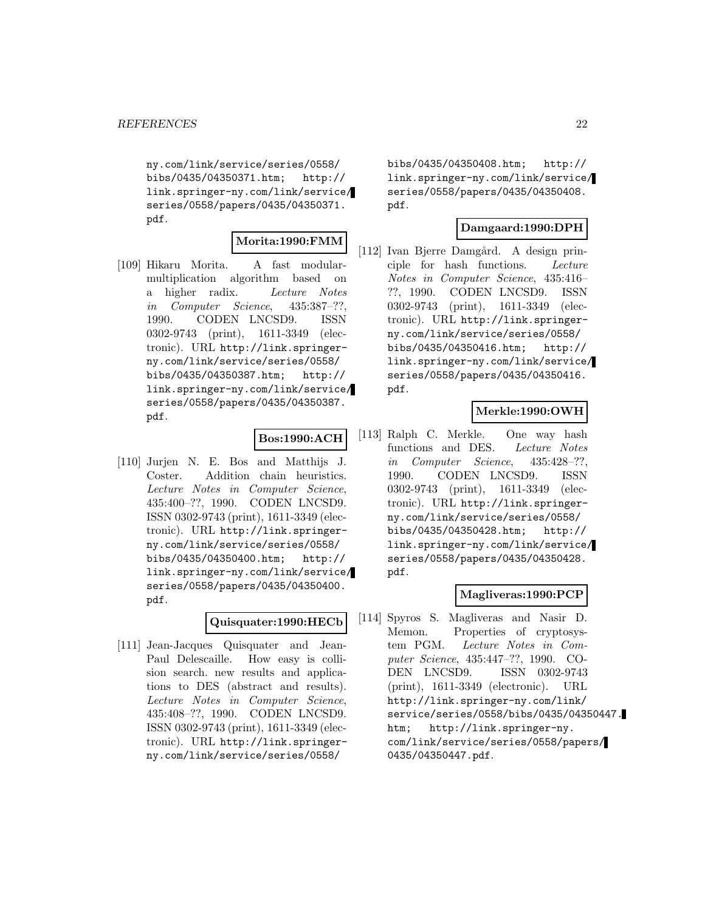ny.com/link/service/series/0558/ bibs/0435/04350371.htm; http:// link.springer-ny.com/link/service/ series/0558/papers/0435/04350371. pdf.

**Morita:1990:FMM**

[109] Hikaru Morita. A fast modular-multiplication algorithm based on a higher radix. *Lecture Notes in Computer Science*, 435:387–??, 1990. CODEN LNCSD9. ISSN 0302-9743 (print), 1611-3349 (electronic). URL http://link.springer-ny.com/link/service/series/0558/ bibs/0435/04350387.htm; http:// link.springer-ny.com/link/service/ series/0558/papers/0435/04350387. pdf.

**Bos:1990:ACH**

[110] Jurjen N. E. Bos and Matthijs J. Coster. Addition chain heuristics. *Lecture Notes in Computer Science*, 435:400–??, 1990. CODEN LNCSD9. ISSN 0302-9743 (print), 1611-3349 (electronic). URL http://link.springer-ny.com/link/service/series/0558/ bibs/0435/04350400.htm; http:// link.springer-ny.com/link/service/ series/0558/papers/0435/04350400. pdf.

**Quisquater:1990:HECb**

[111] Jean-Jacques Quisquater and Jean-Paul Delescaille. How easy is collision search. new results and applications to DES (abstract and results). *Lecture Notes in Computer Science*, 435:408–??, 1990. CODEN LNCSD9. ISSN 0302-9743 (print), 1611-3349 (electronic). URL http://link.springer-ny.com/link/service/series/0558/ bibs/0435/04350408.htm; http:// link.springer-ny.com/link/service/ series/0558/papers/0435/04350408. pdf.

**Damgaard:1990:DPH**

[112] Ivan Bjerre Damgård. A design principle for hash functions. *Lecture Notes in Computer Science*, 435:416–??, 1990. CODEN LNCSD9. ISSN 0302-9743 (print), 1611-3349 (electronic). URL http://link.springer-ny.com/link/service/series/0558/ bibs/0435/04350416.htm; http:// link.springer-ny.com/link/service/ series/0558/papers/0435/04350416. pdf.

**Merkle:1990:OWH**

[113] Ralph C. Merkle. One way hash functions and DES. *Lecture Notes in Computer Science*, 435:428–??, 1990. CODEN LNCSD9. ISSN 0302-9743 (print), 1611-3349 (electronic). URL http://link.springer-ny.com/link/service/series/0558/ bibs/0435/04350428.htm; http:// link.springer-ny.com/link/service/ series/0558/papers/0435/04350428. pdf.

**Magliveras:1990:PCP**

[114] Spyros S. Magliveras and Nasir D. Memon. Properties of cryptosystem PGM. *Lecture Notes in Computer Science*, 435:447–??, 1990. CODEN LNCSD9. ISSN 0302-9743 (print), 1611-3349 (electronic). URL http://link.springer-ny.com/link/ service/series/0558/bibs/0435/04350447. htm; http://link.springer-ny. com/link/service/series/0558/papers/ 0435/04350447.pdf.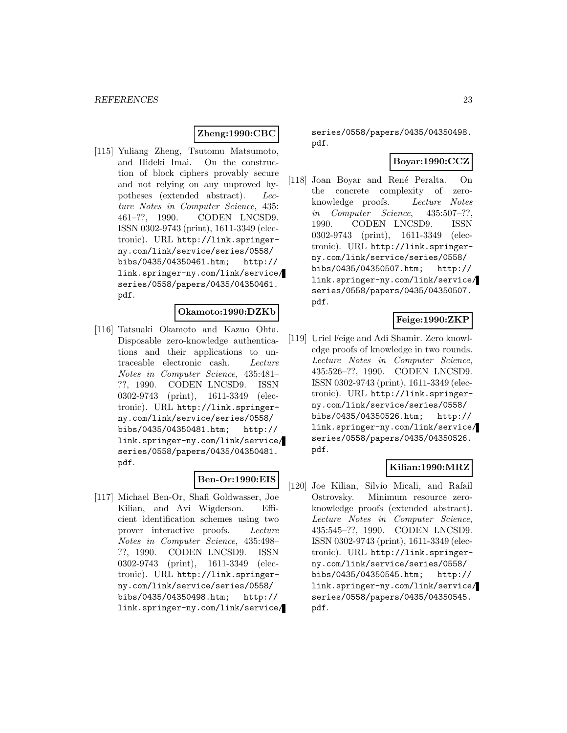**Zheng:1990:CBC**

[115] Yuliang Zheng, Tsutomu Matsumoto, and Hideki Imai. On the construction of block ciphers provably secure and not relying on any unproved hypotheses (extended abstract). *Lecture Notes in Computer Science*, 435: 461–??, 1990. CODEN LNCSD9. ISSN 0302-9743 (print), 1611-3349 (electronic). URL http://link.springer-ny.com/link/service/series/0558/bibs/0435/04350461.htm; http://link.springer-ny.com/link/service/series/0558/papers/0435/04350461.pdf.

**Okamoto:1990:DZKb**

[116] Tatsuaki Okamoto and Kazuo Ohta. Disposable zero-knowledge authentications and their applications to untraceable electronic cash. *Lecture Notes in Computer Science*, 435:481–??, 1990. CODEN LNCSD9. ISSN 0302-9743 (print), 1611-3349 (electronic). URL http://link.springer-ny.com/link/service/series/0558/bibs/0435/04350481.htm; http://link.springer-ny.com/link/service/series/0558/papers/0435/04350481.pdf.

**Ben-Or:1990:EIS**

[117] Michael Ben-Or, Shafi Goldwasser, Joe Kilian, and Avi Wigderson. Efficient identification schemes using two prover interactive proofs. *Lecture Notes in Computer Science*, 435:498–??, 1990. CODEN LNCSD9. ISSN 0302-9743 (print), 1611-3349 (electronic). URL http://link.springer-ny.com/link/service/series/0558/bibs/0435/04350498.htm; http://link.springer-ny.com/link/service/series/0558/papers/0435/04350498.pdf.

**Boyar:1990:CCZ**

[118] Joan Boyar and René Peralta. On the concrete complexity of zero-knowledge proofs. *Lecture Notes in Computer Science*, 435:507–??, 1990. CODEN LNCSD9. ISSN 0302-9743 (print), 1611-3349 (electronic). URL http://link.springer-ny.com/link/service/series/0558/bibs/0435/04350507.htm; http://link.springer-ny.com/link/service/series/0558/papers/0435/04350507.pdf.

**Feige:1990:ZKP**

[119] Uriel Feige and Adi Shamir. Zero knowledge proofs of knowledge in two rounds. *Lecture Notes in Computer Science*, 435:526–??, 1990. CODEN LNCSD9. ISSN 0302-9743 (print), 1611-3349 (electronic). URL http://link.springer-ny.com/link/service/series/0558/bibs/0435/04350526.htm; http://link.springer-ny.com/link/service/series/0558/papers/0435/04350526.pdf.

**Kilian:1990:MRZ**

[120] Joe Kilian, Silvio Micali, and Rafail Ostrovsky. Minimum resource zero-knowledge proofs (extended abstract). *Lecture Notes in Computer Science*, 435:545–??, 1990. CODEN LNCSD9. ISSN 0302-9743 (print), 1611-3349 (electronic). URL http://link.springer-ny.com/link/service/series/0558/bibs/0435/04350545.htm; http://link.springer-ny.com/link/service/series/0558/papers/0435/04350545.pdf.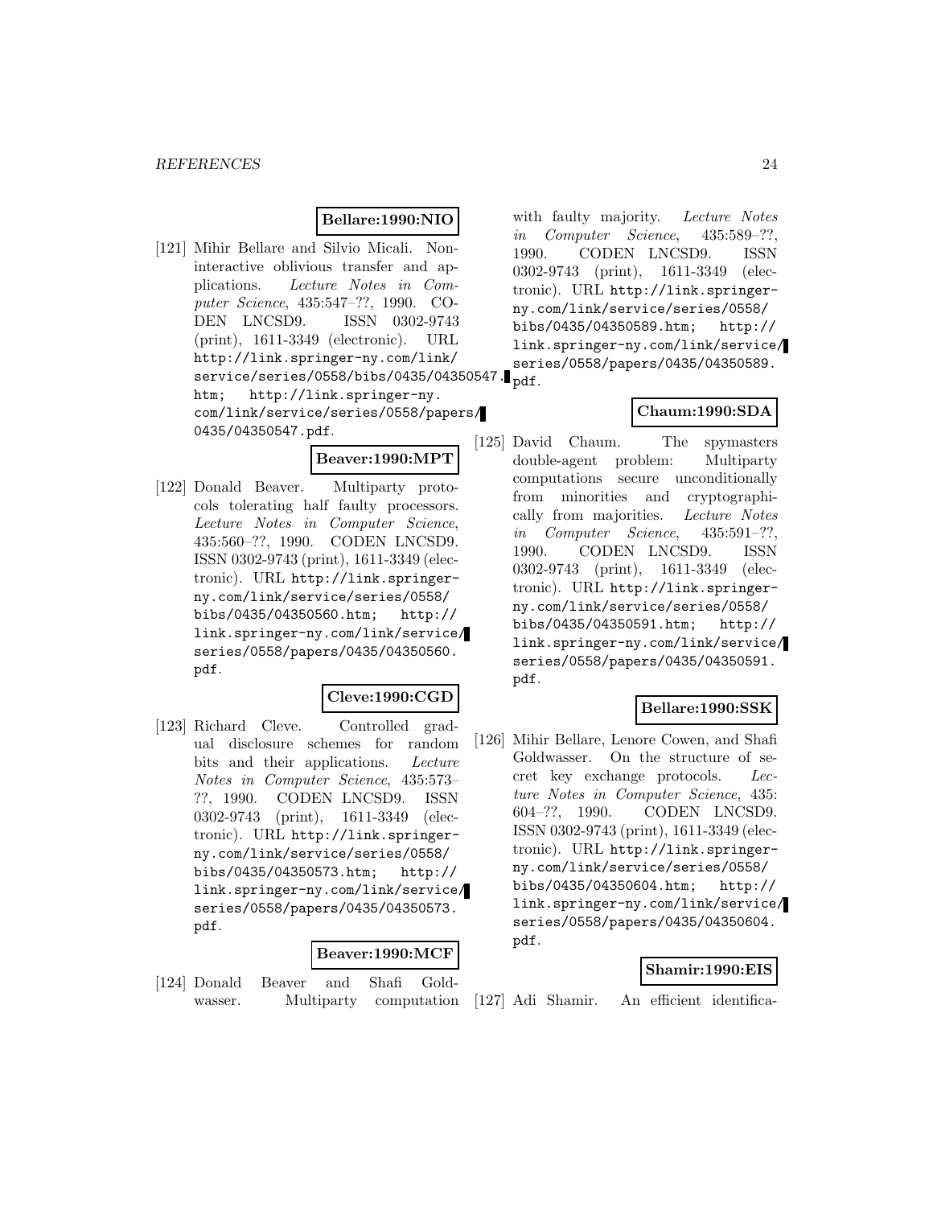**Bellare:1990:NIO**

[121] Mihir Bellare and Silvio Micali. Non-interactive oblivious transfer and applications. *Lecture Notes in Computer Science*, 435:547–??, 1990. CODEN LNCSD9. ISSN 0302-9743 (print), 1611-3349 (electronic). URL http://link.springer-ny.com/link/service/series/0558/bibs/0435/04350547.htm; http://link.springer-ny.com/link/service/series/0558/papers/0435/04350547.pdf.

**Beaver:1990:MPT**

[122] Donald Beaver. Multiparty protocols tolerating half faulty processors. *Lecture Notes in Computer Science*, 435:560–??, 1990. CODEN LNCSD9. ISSN 0302-9743 (print), 1611-3349 (electronic). URL http://link.springer-ny.com/link/service/series/0558/bibs/0435/04350560.htm; http://link.springer-ny.com/link/service/series/0558/papers/0435/04350560.pdf.

**Cleve:1990:CGD**

[123] Richard Cleve. Controlled gradual disclosure schemes for random bits and their applications. *Lecture Notes in Computer Science*, 435:573–??, 1990. CODEN LNCSD9. ISSN 0302-9743 (print), 1611-3349 (electronic). URL http://link.springer-ny.com/link/service/series/0558/bibs/0435/04350573.htm; http://link.springer-ny.com/link/service/series/0558/papers/0435/04350573.pdf.

**Beaver:1990:MCF**

[124] Donald Beaver and Shafi Goldwasser. Multiparty computation with faulty majority. *Lecture Notes in Computer Science*, 435:589–??, 1990. CODEN LNCSD9. ISSN 0302-9743 (print), 1611-3349 (electronic). URL http://link.springer-ny.com/link/service/series/0558/bibs/0435/04350589.htm; http://link.springer-ny.com/link/service/series/0558/papers/0435/04350589.pdf.

**Chaum:1990:SDA**

[125] David Chaum. The spymasters double-agent problem: Multiparty computations secure unconditionally from minorities and cryptographically from majorities. *Lecture Notes in Computer Science*, 435:591–??, 1990. CODEN LNCSD9. ISSN 0302-9743 (print), 1611-3349 (electronic). URL http://link.springer-ny.com/link/service/series/0558/bibs/0435/04350591.htm; http://link.springer-ny.com/link/service/series/0558/papers/0435/04350591.pdf.

**Bellare:1990:SSK**

[126] Mihir Bellare, Lenore Cowen, and Shafi Goldwasser. On the structure of secret key exchange protocols. *Lecture Notes in Computer Science*, 435:604–??, 1990. CODEN LNCSD9. ISSN 0302-9743 (print), 1611-3349 (electronic). URL http://link.springer-ny.com/link/service/series/0558/bibs/0435/04350604.htm; http://link.springer-ny.com/link/service/series/0558/papers/0435/04350604.pdf.

**Shamir:1990:EIS**

[127] Adi Shamir. An efficient identifica-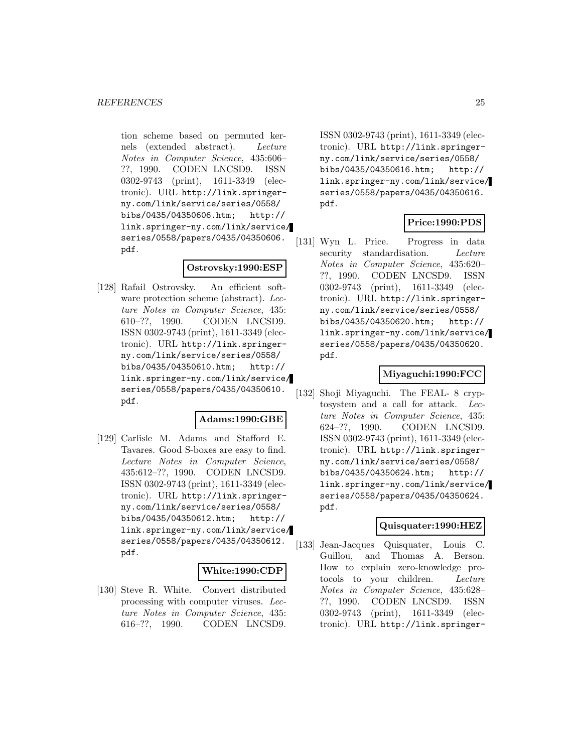tion scheme based on permuted kernels (extended abstract). *Lecture Notes in Computer Science*, 435:606–??, 1990. CODEN LNCSD9. ISSN 0302-9743 (print), 1611-3349 (electronic). URL http://link.springer-ny.com/link/service/series/0558/bibs/0435/04350606.htm; http://link.springer-ny.com/link/service/series/0558/papers/0435/04350606.pdf.

**Ostrovsky:1990:ESP**

[128] Rafail Ostrovsky. An efficient software protection scheme (abstract). *Lecture Notes in Computer Science*, 435:610–??, 1990. CODEN LNCSD9. ISSN 0302-9743 (print), 1611-3349 (electronic). URL http://link.springer-ny.com/link/service/series/0558/bibs/0435/04350610.htm; http://link.springer-ny.com/link/service/series/0558/papers/0435/04350610.pdf.

**Adams:1990:GBE**

[129] Carlisle M. Adams and Stafford E. Tavares. Good S-boxes are easy to find. *Lecture Notes in Computer Science*, 435:612–??, 1990. CODEN LNCSD9. ISSN 0302-9743 (print), 1611-3349 (electronic). URL http://link.springer-ny.com/link/service/series/0558/bibs/0435/04350612.htm; http://link.springer-ny.com/link/service/series/0558/papers/0435/04350612.pdf.

**White:1990:CDP**

[130] Steve R. White. Convert distributed processing with computer viruses. *Lecture Notes in Computer Science*, 435:616–??, 1990. CODEN LNCSD9. ISSN 0302-9743 (print), 1611-3349 (electronic). URL http://link.springer-ny.com/link/service/series/0558/bibs/0435/04350616.htm; http://link.springer-ny.com/link/service/series/0558/papers/0435/04350616.pdf.

**Price:1990:PDS**

[131] Wyn L. Price. Progress in data security standardisation. *Lecture Notes in Computer Science*, 435:620–??, 1990. CODEN LNCSD9. ISSN 0302-9743 (print), 1611-3349 (electronic). URL http://link.springer-ny.com/link/service/series/0558/bibs/0435/04350620.htm; http://link.springer-ny.com/link/service/series/0558/papers/0435/04350620.pdf.

**Miyaguchi:1990:FCC**

[132] Shoji Miyaguchi. The FEAL- 8 cryptosystem and a call for attack. *Lecture Notes in Computer Science*, 435:624–??, 1990. CODEN LNCSD9. ISSN 0302-9743 (print), 1611-3349 (electronic). URL http://link.springer-ny.com/link/service/series/0558/bibs/0435/04350624.htm; http://link.springer-ny.com/link/service/series/0558/papers/0435/04350624.pdf.

**Quisquater:1990:HEZ**

[133] Jean-Jacques Quisquater, Louis C. Guillou, and Thomas A. Berson. How to explain zero-knowledge protocols to your children. *Lecture Notes in Computer Science*, 435:628–??, 1990. CODEN LNCSD9. ISSN 0302-9743 (print), 1611-3349 (electronic). URL http://link.springer-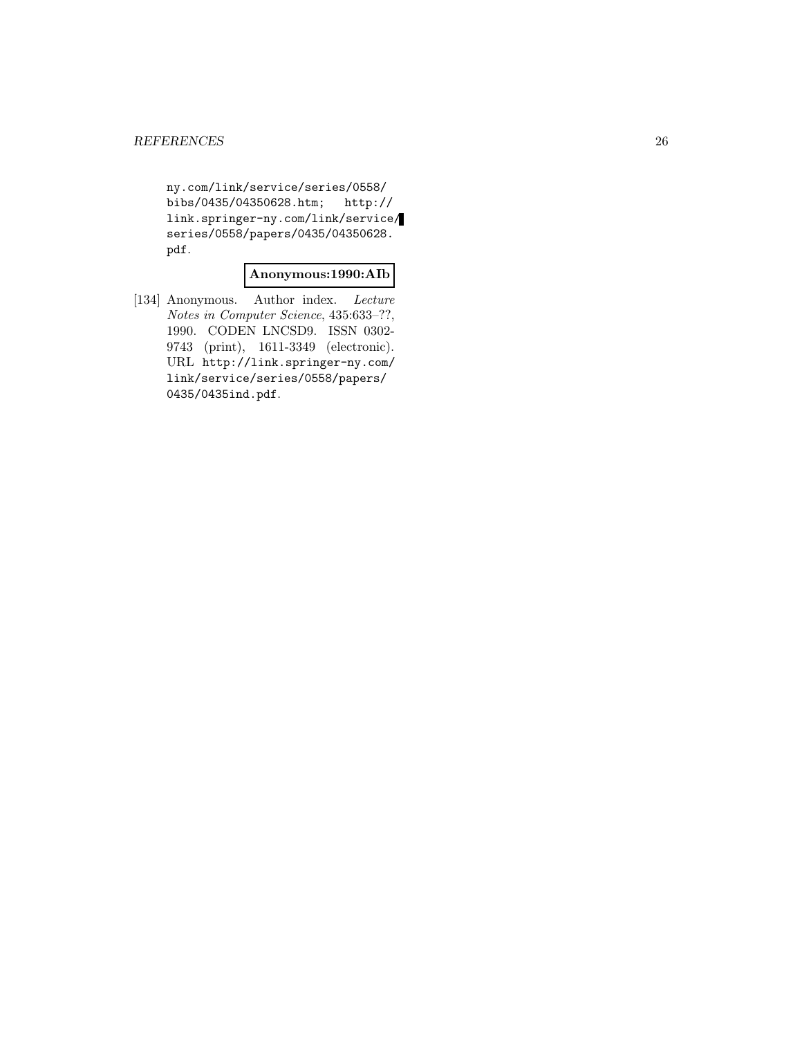ny.com/link/service/series/0558/bibs/0435/04350628.htm; http://link.springer-ny.com/link/service/series/0558/papers/0435/04350628.pdf.

**Anonymous:1990:AIb**

[134] Anonymous. Author index. *Lecture Notes in Computer Science*, 435:633–??, 1990. CODEN LNCSD9. ISSN 0302-9743 (print), 1611-3349 (electronic). URL http://link.springer-ny.com/link/service/series/0558/papers/0435/0435ind.pdf.